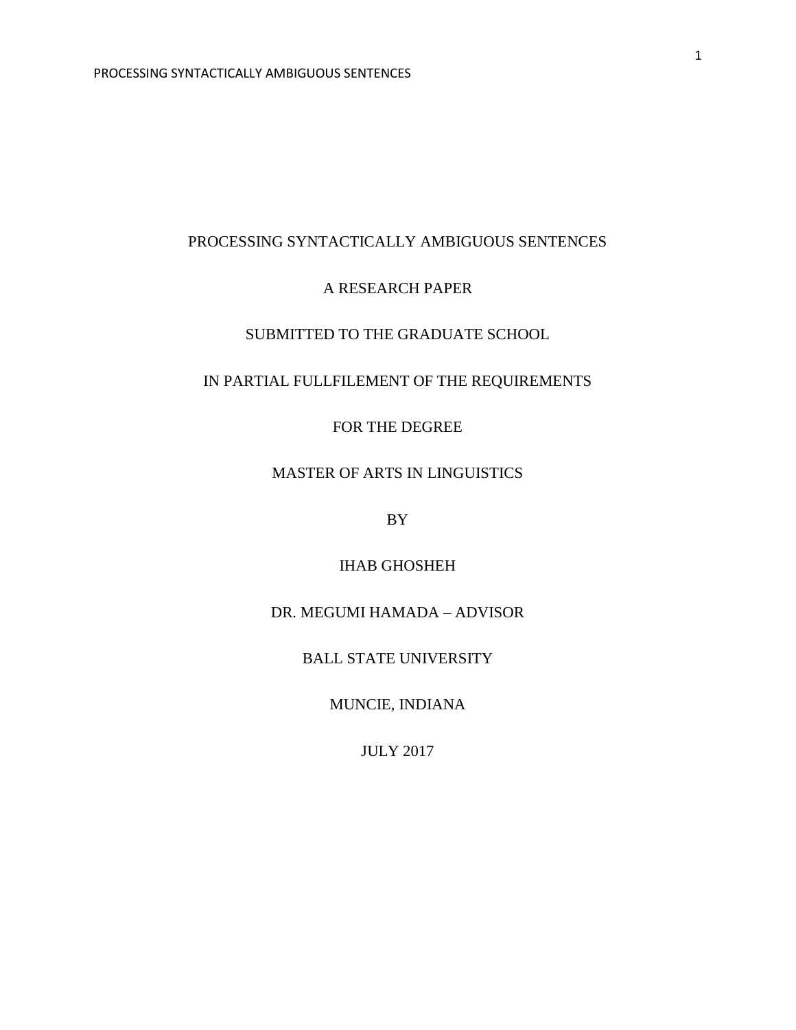# PROCESSING SYNTACTICALLY AMBIGUOUS SENTENCES

A RESEARCH PAPER

SUBMITTED TO THE GRADUATE SCHOOL

IN PARTIAL FULLFILEMENT OF THE REQUIREMENTS

FOR THE DEGREE

MASTER OF ARTS IN LINGUISTICS

BY

IHAB GHOSHEH

DR. MEGUMI HAMADA – ADVISOR

BALL STATE UNIVERSITY

MUNCIE, INDIANA

JULY 2017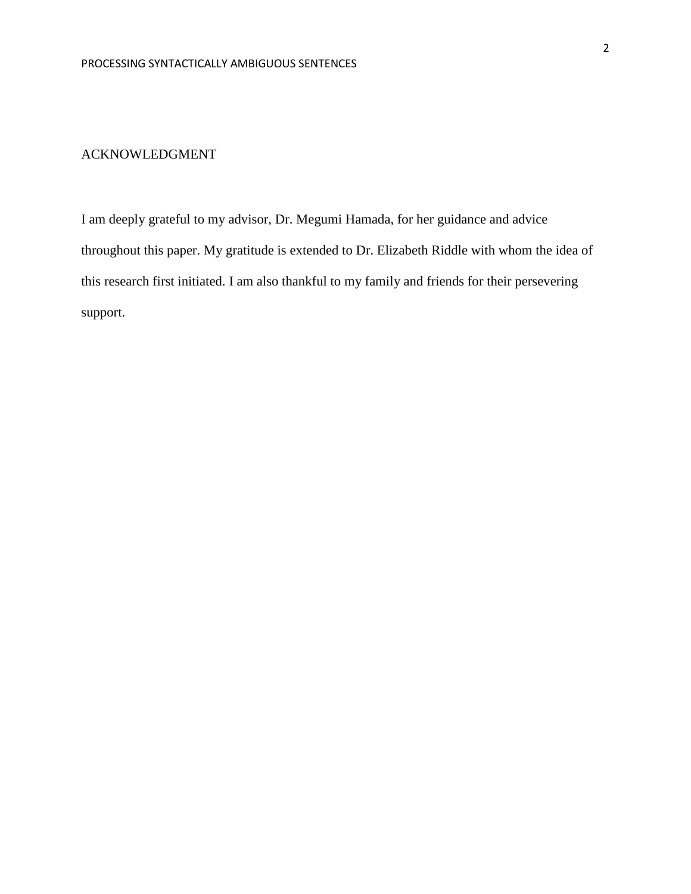## ACKNOWLEDGMENT

I am deeply grateful to my advisor, Dr. Megumi Hamada, for her guidance and advice throughout this paper. My gratitude is extended to Dr. Elizabeth Riddle with whom the idea of this research first initiated. I am also thankful to my family and friends for their persevering support.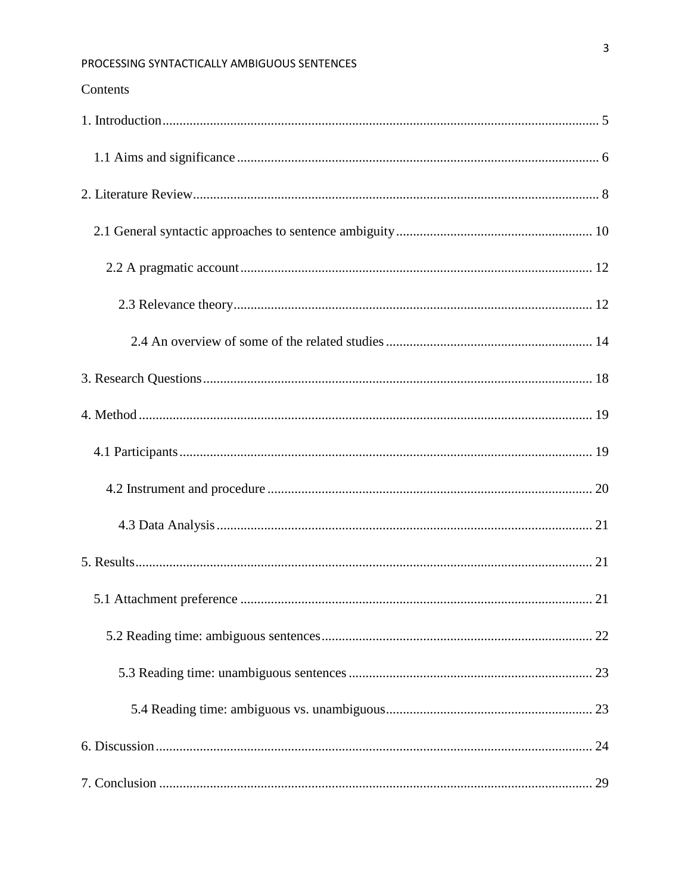Contents

1. Introduction ........................................................................................................................ 5

   1.1 Aims and significance ............................................................................................... 6

2. Literature Review ................................................................................................................ 8

   2.1 General syntactic approaches to sentence ambiguity .................................................. 10

   2.2 A pragmatic account ................................................................................................ 12

   2.3 Relevance theory ..................................................................................................... 12

   2.4 An overview of some of the related studies ............................................................... 14

3. Research Questions ........................................................................................................... 18

4. Method .............................................................................................................................. 19

   4.1 Participants .............................................................................................................. 19

   4.2 Instrument and procedure ......................................................................................... 20

   4.3 Data Analysis ........................................................................................................... 21

5. Results ............................................................................................................................... 21

   5.1 Attachment preference .............................................................................................. 21

   5.2 Reading time: ambiguous sentences .......................................................................... 22

   5.3 Reading time: unambiguous sentences ...................................................................... 23

   5.4 Reading time: ambiguous vs. unambiguous ................................................................ 23

6. Discussion ......................................................................................................................... 24

7. Conclusion ........................................................................................................................ 29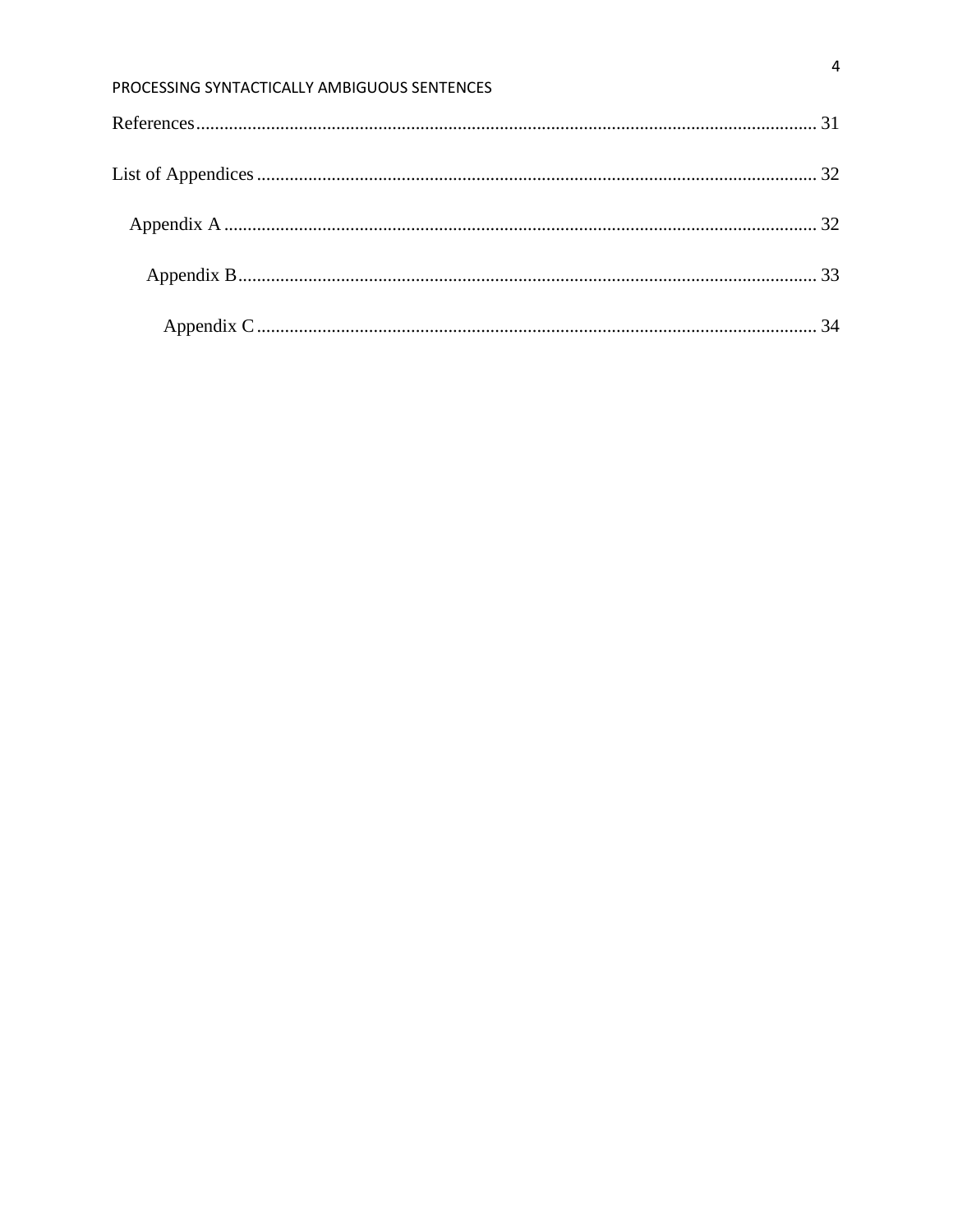References .................................................................................................................................... 31

List of Appendices ........................................................................................................................ 32

Appendix A ............................................................................................................................... 32

Appendix B ............................................................................................................................ 33

Appendix C ......................................................................................................................... 34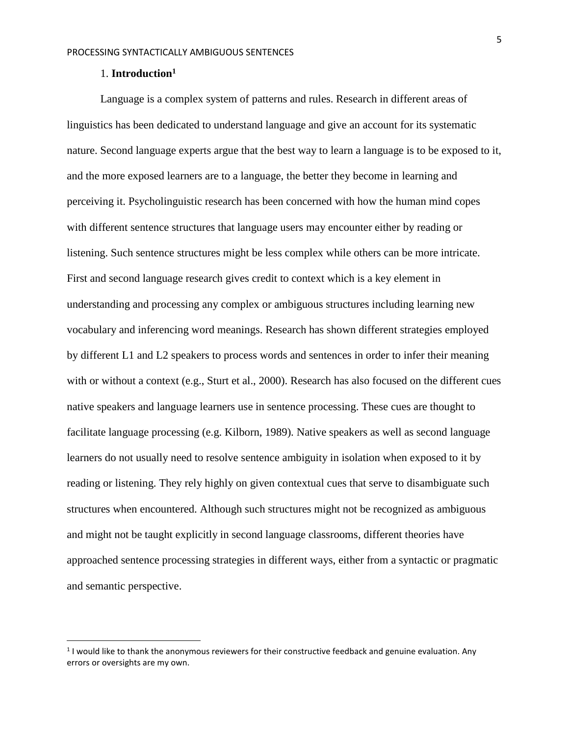# 1. Introduction[1]

Language is a complex system of patterns and rules. Research in different areas of linguistics has been dedicated to understand language and give an account for its systematic nature. Second language experts argue that the best way to learn a language is to be exposed to it, and the more exposed learners are to a language, the better they become in learning and perceiving it. Psycholinguistic research has been concerned with how the human mind copes with different sentence structures that language users may encounter either by reading or listening. Such sentence structures might be less complex while others can be more intricate. First and second language research gives credit to context which is a key element in understanding and processing any complex or ambiguous structures including learning new vocabulary and inferencing word meanings. Research has shown different strategies employed by different L1 and L2 speakers to process words and sentences in order to infer their meaning with or without a context (e.g., Sturt et al., 2000). Research has also focused on the different cues native speakers and language learners use in sentence processing. These cues are thought to facilitate language processing (e.g. Kilborn, 1989). Native speakers as well as second language learners do not usually need to resolve sentence ambiguity in isolation when exposed to it by reading or listening. They rely highly on given contextual cues that serve to disambiguate such structures when encountered. Although such structures might not be recognized as ambiguous and might not be taught explicitly in second language classrooms, different theories have approached sentence processing strategies in different ways, either from a syntactic or pragmatic and semantic perspective.

---

[1] I would like to thank the anonymous reviewers for their constructive feedback and genuine evaluation. Any errors or oversights are my own.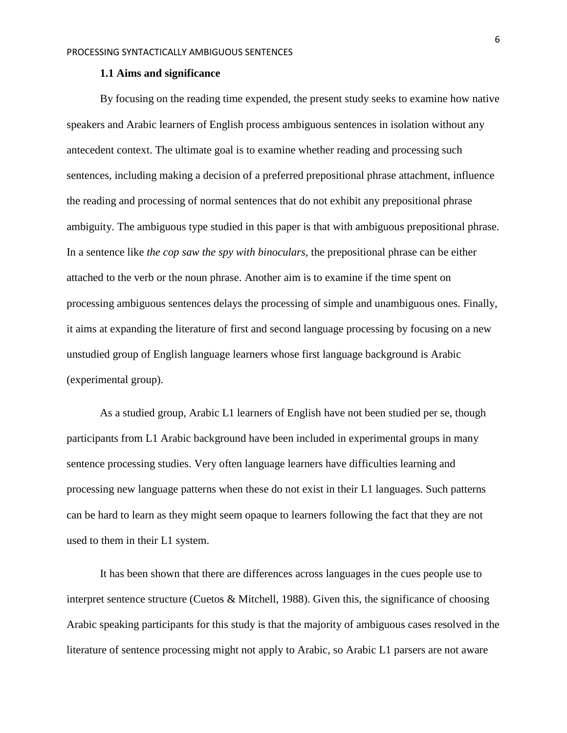### 1.1 Aims and significance

By focusing on the reading time expended, the present study seeks to examine how native speakers and Arabic learners of English process ambiguous sentences in isolation without any antecedent context. The ultimate goal is to examine whether reading and processing such sentences, including making a decision of a preferred prepositional phrase attachment, influence the reading and processing of normal sentences that do not exhibit any prepositional phrase ambiguity. The ambiguous type studied in this paper is that with ambiguous prepositional phrase. In a sentence like *the cop saw the spy with binoculars,* the prepositional phrase can be either attached to the verb or the noun phrase. Another aim is to examine if the time spent on processing ambiguous sentences delays the processing of simple and unambiguous ones. Finally, it aims at expanding the literature of first and second language processing by focusing on a new unstudied group of English language learners whose first language background is Arabic (experimental group).

As a studied group, Arabic L1 learners of English have not been studied per se, though participants from L1 Arabic background have been included in experimental groups in many sentence processing studies. Very often language learners have difficulties learning and processing new language patterns when these do not exist in their L1 languages. Such patterns can be hard to learn as they might seem opaque to learners following the fact that they are not used to them in their L1 system.

It has been shown that there are differences across languages in the cues people use to interpret sentence structure (Cuetos & Mitchell, 1988). Given this, the significance of choosing Arabic speaking participants for this study is that the majority of ambiguous cases resolved in the literature of sentence processing might not apply to Arabic, so Arabic L1 parsers are not aware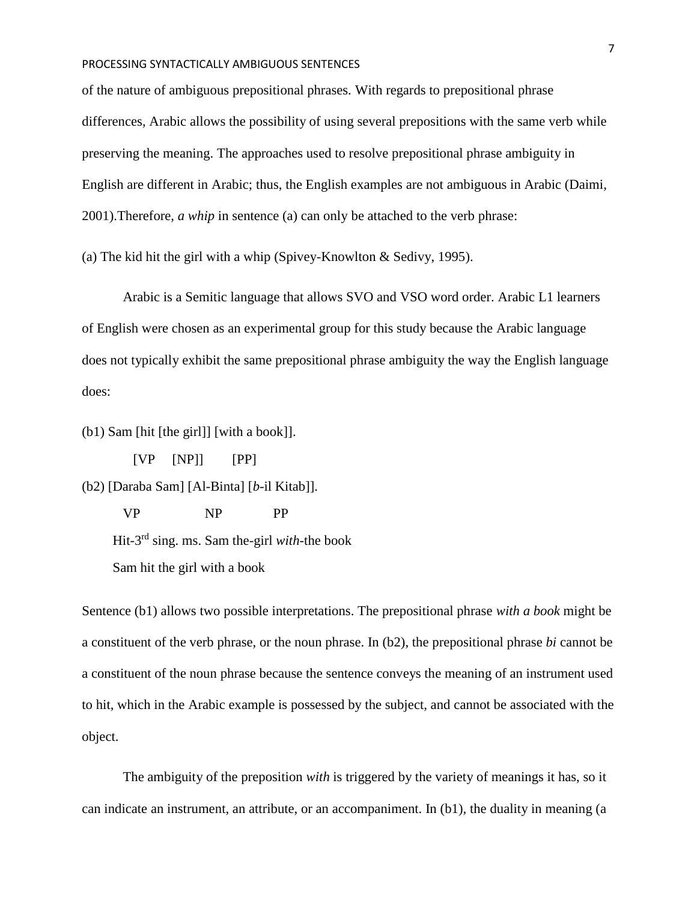of the nature of ambiguous prepositional phrases. With regards to prepositional phrase differences, Arabic allows the possibility of using several prepositions with the same verb while preserving the meaning. The approaches used to resolve prepositional phrase ambiguity in English are different in Arabic; thus, the English examples are not ambiguous in Arabic (Daimi, 2001).Therefore, *a whip* in sentence (a) can only be attached to the verb phrase:

(a) The kid hit the girl with a whip (Spivey-Knowlton & Sedivy, 1995).

Arabic is a Semitic language that allows SVO and VSO word order. Arabic L1 learners of English were chosen as an experimental group for this study because the Arabic language does not typically exhibit the same prepositional phrase ambiguity the way the English language does:

(b1) Sam [hit [the girl]] [with a book]].

[VP [NP]] [PP]

(b2) [Daraba Sam] [Al-Binta] [*b*-il Kitab]].

VP NP PP

Hit-3rd sing. ms. Sam the-girl *with*-the book

Sam hit the girl with a book

Sentence (b1) allows two possible interpretations. The prepositional phrase *with a book* might be a constituent of the verb phrase, or the noun phrase. In (b2), the prepositional phrase *bi* cannot be a constituent of the noun phrase because the sentence conveys the meaning of an instrument used to hit, which in the Arabic example is possessed by the subject, and cannot be associated with the object.

The ambiguity of the preposition *with* is triggered by the variety of meanings it has, so it can indicate an instrument, an attribute, or an accompaniment. In (b1), the duality in meaning (a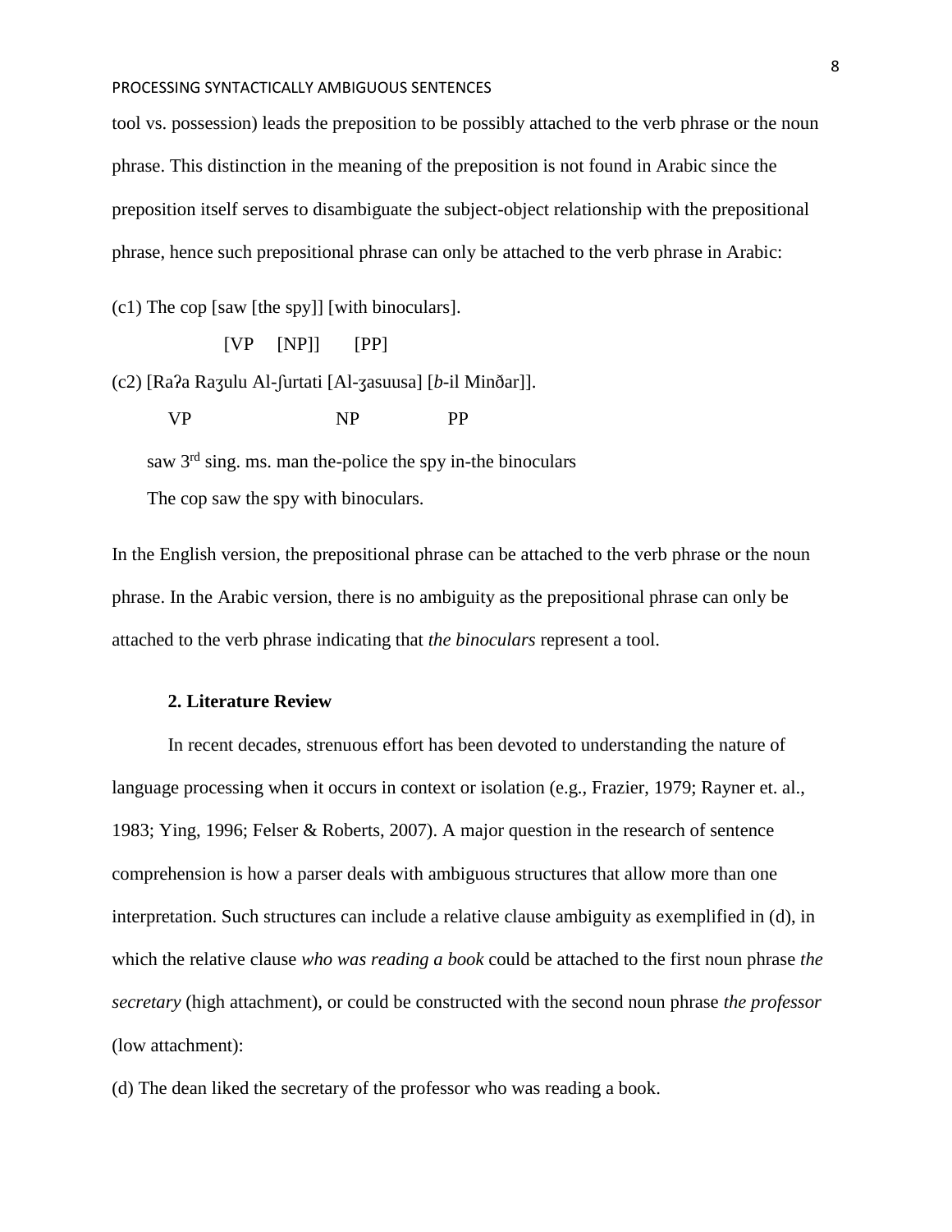tool vs. possession) leads the preposition to be possibly attached to the verb phrase or the noun phrase. This distinction in the meaning of the preposition is not found in Arabic since the preposition itself serves to disambiguate the subject-object relationship with the prepositional phrase, hence such prepositional phrase can only be attached to the verb phrase in Arabic:

(c1) The cop [saw [the spy]] [with binoculars].

[VP [NP]] [PP]

(c2) [Raʔa Raʒulu Al-ʃurtati [Al-ʒasuusa] [*b*-il Minðar]].

VP NP PP

saw 3rd sing. ms. man the-police the spy in-the binoculars

The cop saw the spy with binoculars.

In the English version, the prepositional phrase can be attached to the verb phrase or the noun phrase. In the Arabic version, there is no ambiguity as the prepositional phrase can only be attached to the verb phrase indicating that *the binoculars* represent a tool.

## 2. Literature Review

In recent decades, strenuous effort has been devoted to understanding the nature of language processing when it occurs in context or isolation (e.g., Frazier, 1979; Rayner et. al., 1983; Ying, 1996; Felser & Roberts, 2007). A major question in the research of sentence comprehension is how a parser deals with ambiguous structures that allow more than one interpretation. Such structures can include a relative clause ambiguity as exemplified in (d), in which the relative clause *who was reading a book* could be attached to the first noun phrase *the secretary* (high attachment), or could be constructed with the second noun phrase *the professor* (low attachment):

(d) The dean liked the secretary of the professor who was reading a book.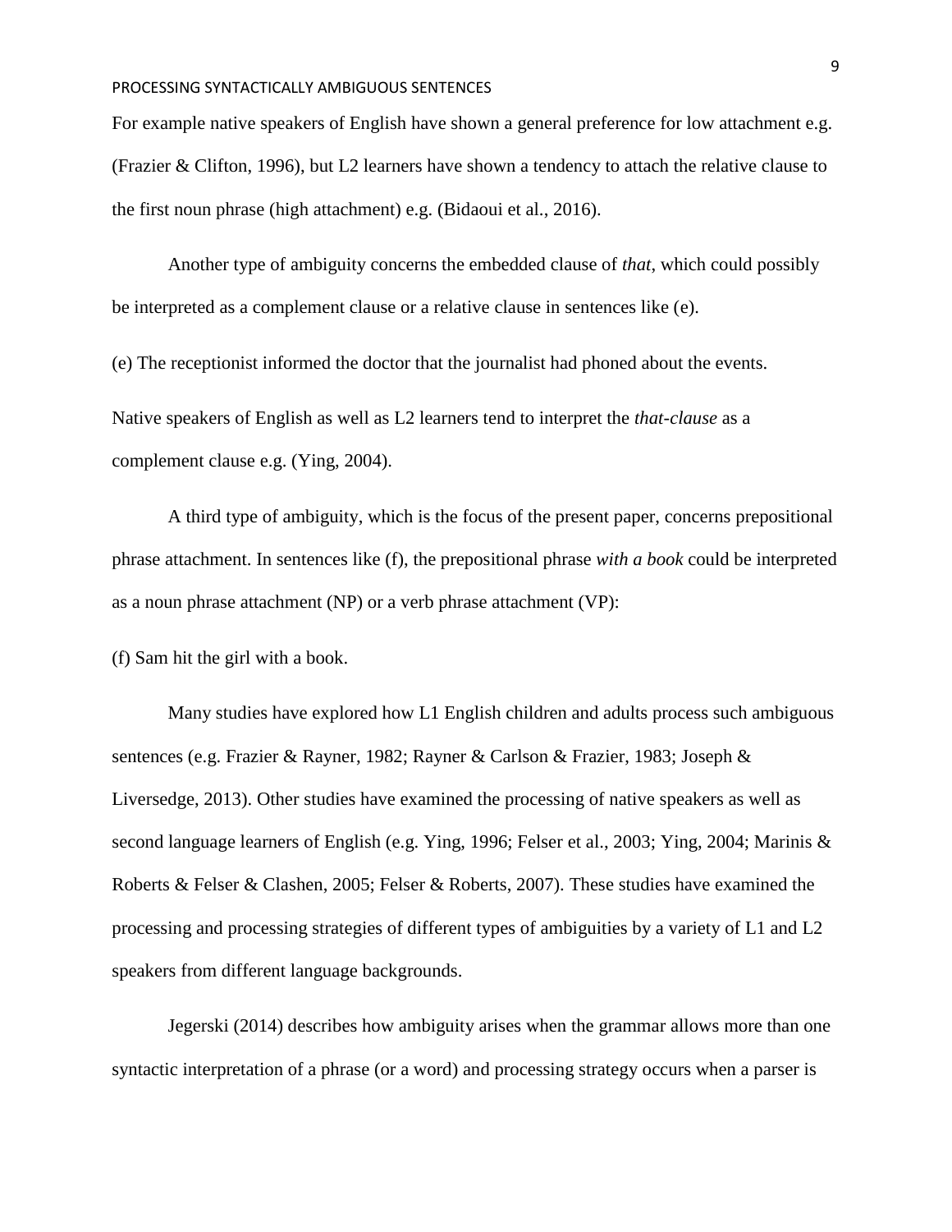For example native speakers of English have shown a general preference for low attachment e.g. (Frazier & Clifton, 1996), but L2 learners have shown a tendency to attach the relative clause to the first noun phrase (high attachment) e.g. (Bidaoui et al., 2016).

Another type of ambiguity concerns the embedded clause of *that*, which could possibly be interpreted as a complement clause or a relative clause in sentences like (e).

(e) The receptionist informed the doctor that the journalist had phoned about the events.

Native speakers of English as well as L2 learners tend to interpret the *that-clause* as a complement clause e.g. (Ying, 2004).

A third type of ambiguity, which is the focus of the present paper, concerns prepositional phrase attachment. In sentences like (f), the prepositional phrase *with a book* could be interpreted as a noun phrase attachment (NP) or a verb phrase attachment (VP):

(f) Sam hit the girl with a book.

Many studies have explored how L1 English children and adults process such ambiguous sentences (e.g. Frazier & Rayner, 1982; Rayner & Carlson & Frazier, 1983; Joseph & Liversedge, 2013). Other studies have examined the processing of native speakers as well as second language learners of English (e.g. Ying, 1996; Felser et al., 2003; Ying, 2004; Marinis & Roberts & Felser & Clashen, 2005; Felser & Roberts, 2007). These studies have examined the processing and processing strategies of different types of ambiguities by a variety of L1 and L2 speakers from different language backgrounds.

Jegerski (2014) describes how ambiguity arises when the grammar allows more than one syntactic interpretation of a phrase (or a word) and processing strategy occurs when a parser is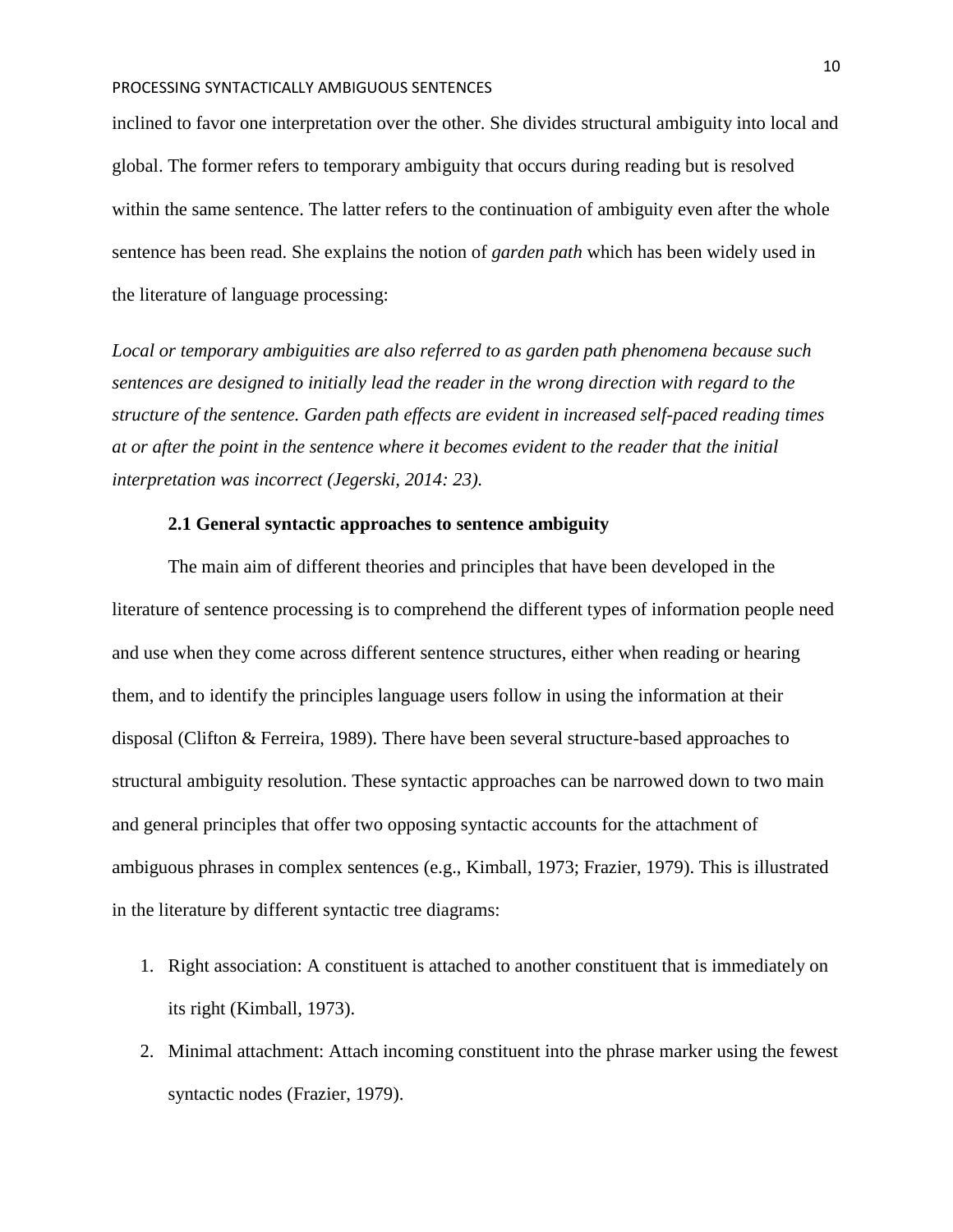inclined to favor one interpretation over the other. She divides structural ambiguity into local and global. The former refers to temporary ambiguity that occurs during reading but is resolved within the same sentence. The latter refers to the continuation of ambiguity even after the whole sentence has been read. She explains the notion of *garden path* which has been widely used in the literature of language processing:

*Local or temporary ambiguities are also referred to as garden path phenomena because such sentences are designed to initially lead the reader in the wrong direction with regard to the structure of the sentence. Garden path effects are evident in increased self-paced reading times at or after the point in the sentence where it becomes evident to the reader that the initial interpretation was incorrect (Jegerski, 2014: 23).*

### 2.1 General syntactic approaches to sentence ambiguity

The main aim of different theories and principles that have been developed in the literature of sentence processing is to comprehend the different types of information people need and use when they come across different sentence structures, either when reading or hearing them, and to identify the principles language users follow in using the information at their disposal (Clifton & Ferreira, 1989). There have been several structure-based approaches to structural ambiguity resolution. These syntactic approaches can be narrowed down to two main and general principles that offer two opposing syntactic accounts for the attachment of ambiguous phrases in complex sentences (e.g., Kimball, 1973; Frazier, 1979). This is illustrated in the literature by different syntactic tree diagrams:

1. Right association: A constituent is attached to another constituent that is immediately on its right (Kimball, 1973).
2. Minimal attachment: Attach incoming constituent into the phrase marker using the fewest syntactic nodes (Frazier, 1979).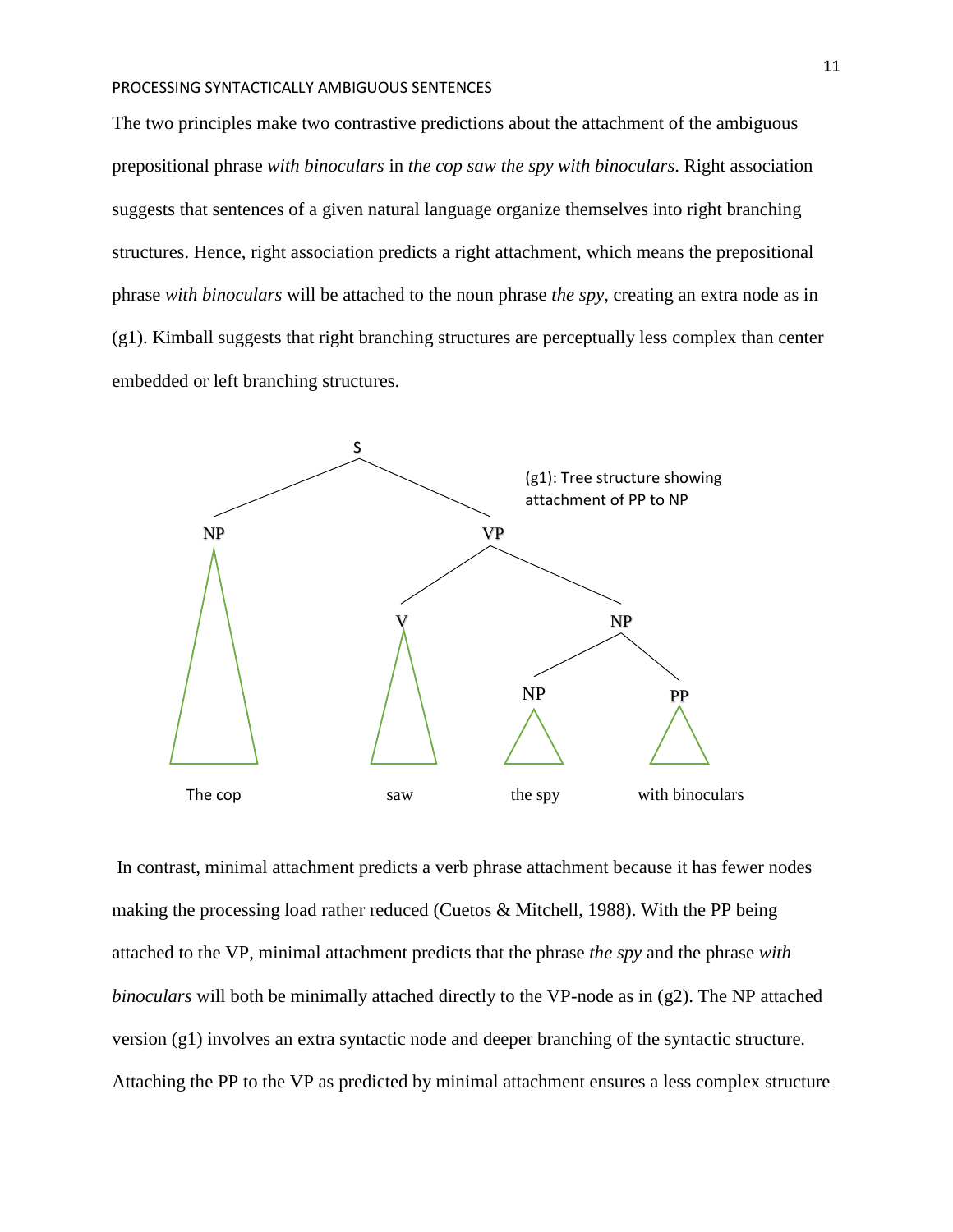The two principles make two contrastive predictions about the attachment of the ambiguous prepositional phrase *with binoculars* in *the cop saw the spy with binoculars*. Right association suggests that sentences of a given natural language organize themselves into right branching structures. Hence, right association predicts a right attachment, which means the prepositional phrase *with binoculars* will be attached to the noun phrase *the spy*, creating an extra node as in (g1). Kimball suggests that right branching structures are perceptually less complex than center embedded or left branching structures.

(g1): Tree structure showing attachment of PP to NP

```
                S
        ________|________
       NP               VP
       |          ______|______
       |         V            NP
       |         |        ____|____
       |         |       NP       PP
       |         |       |         |
    The cop     saw   the spy   with binoculars
```

In contrast, minimal attachment predicts a verb phrase attachment because it has fewer nodes making the processing load rather reduced (Cuetos & Mitchell, 1988). With the PP being attached to the VP, minimal attachment predicts that the phrase *the spy* and the phrase *with binoculars* will both be minimally attached directly to the VP-node as in (g2). The NP attached version (g1) involves an extra syntactic node and deeper branching of the syntactic structure. Attaching the PP to the VP as predicted by minimal attachment ensures a less complex structure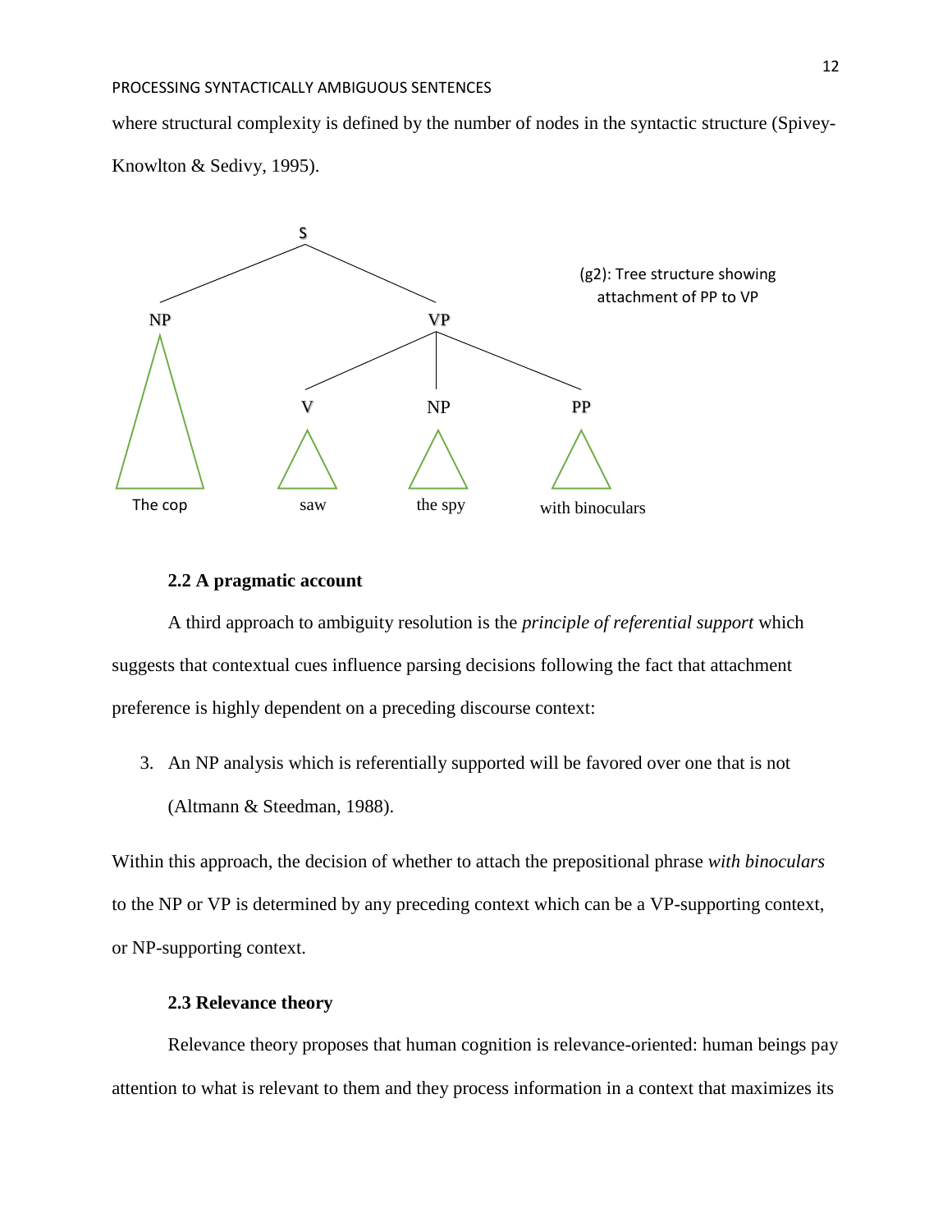where structural complexity is defined by the number of nodes in the syntactic structure (Spivey-Knowlton & Sedivy, 1995).

```
                    S
                  /   \
                NP     VP
                |    /  |  \
                |   V   NP   PP
             The cop saw the spy with binoculars
```

(g2): Tree structure showing attachment of PP to VP

### 2.2 A pragmatic account

A third approach to ambiguity resolution is the *principle of referential support* which suggests that contextual cues influence parsing decisions following the fact that attachment preference is highly dependent on a preceding discourse context:

3. An NP analysis which is referentially supported will be favored over one that is not (Altmann & Steedman, 1988).

Within this approach, the decision of whether to attach the prepositional phrase *with binoculars* to the NP or VP is determined by any preceding context which can be a VP-supporting context, or NP-supporting context.

### 2.3 Relevance theory

Relevance theory proposes that human cognition is relevance-oriented: human beings pay attention to what is relevant to them and they process information in a context that maximizes its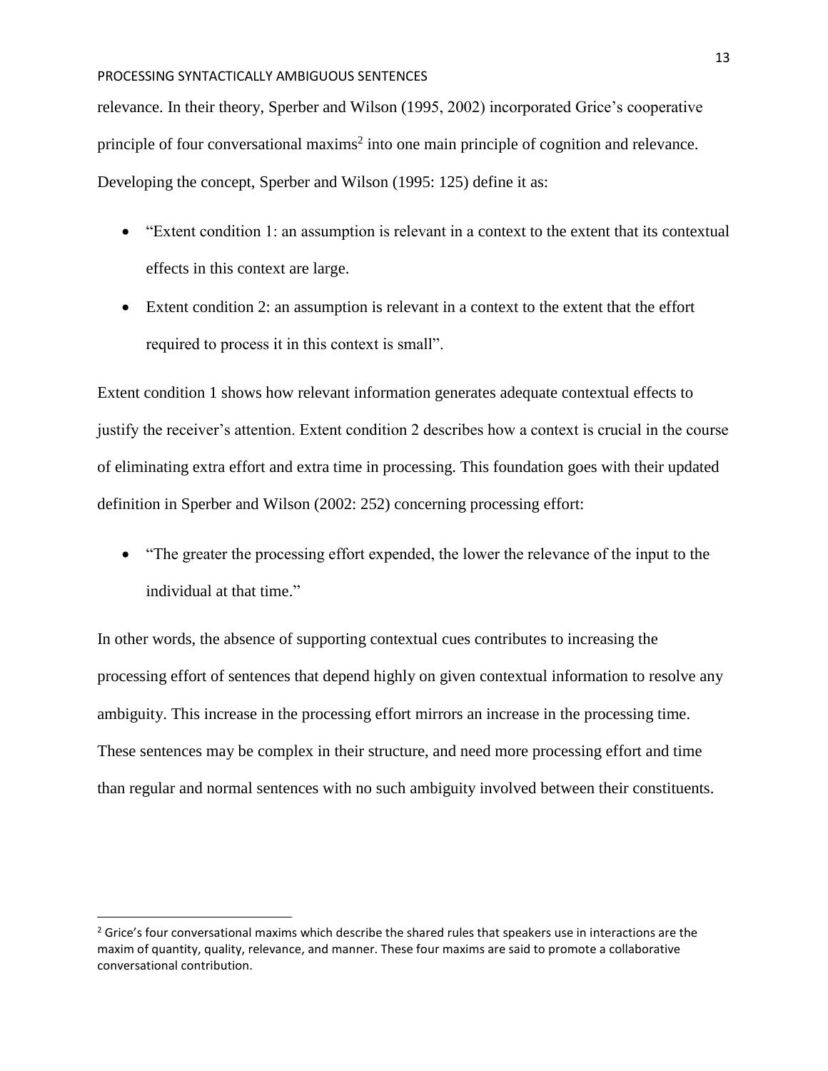relevance. In their theory, Sperber and Wilson (1995, 2002) incorporated Grice's cooperative principle of four conversational maxims[2] into one main principle of cognition and relevance. Developing the concept, Sperber and Wilson (1995: 125) define it as:

- "Extent condition 1: an assumption is relevant in a context to the extent that its contextual effects in this context are large.
- Extent condition 2: an assumption is relevant in a context to the extent that the effort required to process it in this context is small".

Extent condition 1 shows how relevant information generates adequate contextual effects to justify the receiver's attention. Extent condition 2 describes how a context is crucial in the course of eliminating extra effort and extra time in processing. This foundation goes with their updated definition in Sperber and Wilson (2002: 252) concerning processing effort:

- "The greater the processing effort expended, the lower the relevance of the input to the individual at that time."

In other words, the absence of supporting contextual cues contributes to increasing the processing effort of sentences that depend highly on given contextual information to resolve any ambiguity. This increase in the processing effort mirrors an increase in the processing time. These sentences may be complex in their structure, and need more processing effort and time than regular and normal sentences with no such ambiguity involved between their constituents.

---

[2] Grice's four conversational maxims which describe the shared rules that speakers use in interactions are the maxim of quantity, quality, relevance, and manner. These four maxims are said to promote a collaborative conversational contribution.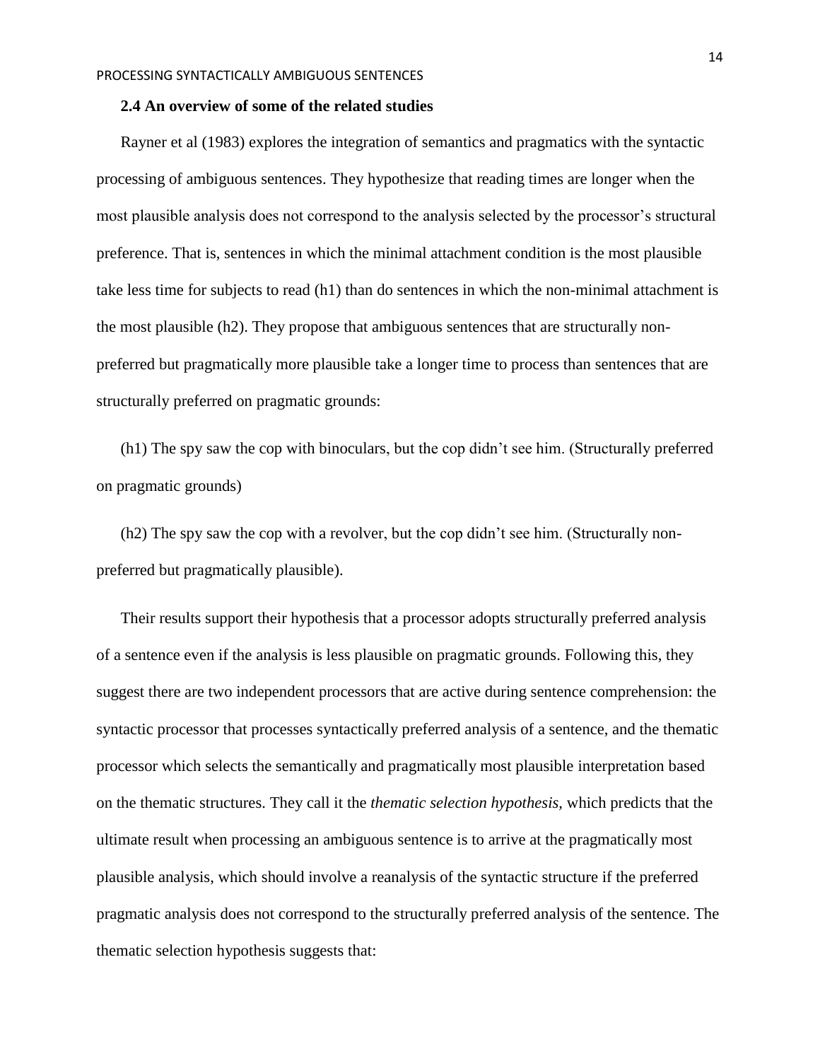### 2.4 An overview of some of the related studies

Rayner et al (1983) explores the integration of semantics and pragmatics with the syntactic processing of ambiguous sentences. They hypothesize that reading times are longer when the most plausible analysis does not correspond to the analysis selected by the processor's structural preference. That is, sentences in which the minimal attachment condition is the most plausible take less time for subjects to read (h1) than do sentences in which the non-minimal attachment is the most plausible (h2). They propose that ambiguous sentences that are structurally non-preferred but pragmatically more plausible take a longer time to process than sentences that are structurally preferred on pragmatic grounds:

(h1) The spy saw the cop with binoculars, but the cop didn't see him. (Structurally preferred on pragmatic grounds)

(h2) The spy saw the cop with a revolver, but the cop didn't see him. (Structurally non-preferred but pragmatically plausible).

Their results support their hypothesis that a processor adopts structurally preferred analysis of a sentence even if the analysis is less plausible on pragmatic grounds. Following this, they suggest there are two independent processors that are active during sentence comprehension: the syntactic processor that processes syntactically preferred analysis of a sentence, and the thematic processor which selects the semantically and pragmatically most plausible interpretation based on the thematic structures. They call it the *thematic selection hypothesis,* which predicts that the ultimate result when processing an ambiguous sentence is to arrive at the pragmatically most plausible analysis, which should involve a reanalysis of the syntactic structure if the preferred pragmatic analysis does not correspond to the structurally preferred analysis of the sentence. The thematic selection hypothesis suggests that: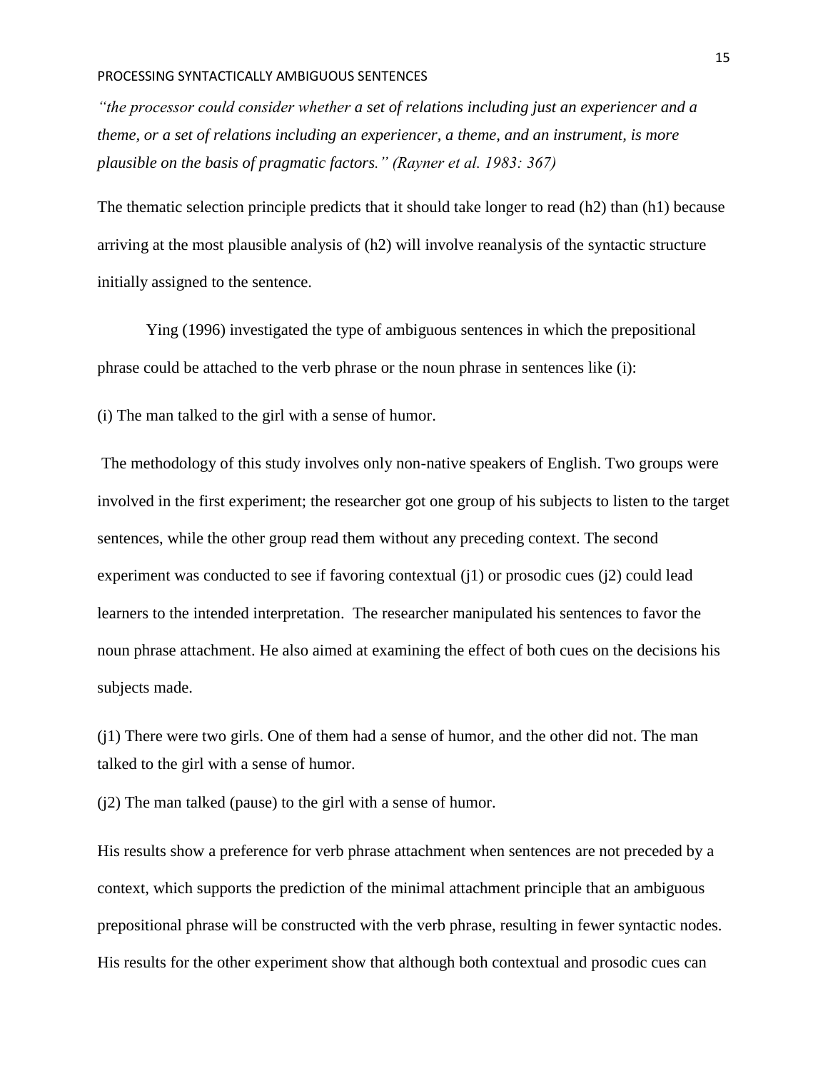*"the processor could consider whether a set of relations including just an experiencer and a theme, or a set of relations including an experiencer, a theme, and an instrument, is more plausible on the basis of pragmatic factors." (Rayner et al. 1983: 367)*

The thematic selection principle predicts that it should take longer to read (h2) than (h1) because arriving at the most plausible analysis of (h2) will involve reanalysis of the syntactic structure initially assigned to the sentence.

Ying (1996) investigated the type of ambiguous sentences in which the prepositional phrase could be attached to the verb phrase or the noun phrase in sentences like (i):

(i) The man talked to the girl with a sense of humor.

The methodology of this study involves only non-native speakers of English. Two groups were involved in the first experiment; the researcher got one group of his subjects to listen to the target sentences, while the other group read them without any preceding context. The second experiment was conducted to see if favoring contextual (j1) or prosodic cues (j2) could lead learners to the intended interpretation. The researcher manipulated his sentences to favor the noun phrase attachment. He also aimed at examining the effect of both cues on the decisions his subjects made.

(j1) There were two girls. One of them had a sense of humor, and the other did not. The man talked to the girl with a sense of humor.

(j2) The man talked (pause) to the girl with a sense of humor.

His results show a preference for verb phrase attachment when sentences are not preceded by a context, which supports the prediction of the minimal attachment principle that an ambiguous prepositional phrase will be constructed with the verb phrase, resulting in fewer syntactic nodes. His results for the other experiment show that although both contextual and prosodic cues can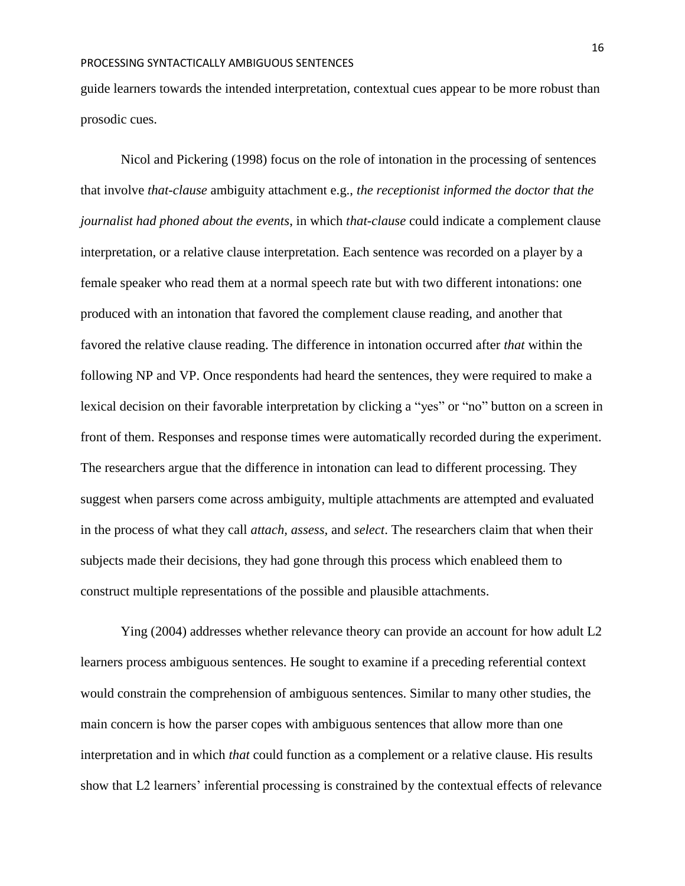guide learners towards the intended interpretation, contextual cues appear to be more robust than prosodic cues.

Nicol and Pickering (1998) focus on the role of intonation in the processing of sentences that involve *that-clause* ambiguity attachment e.g., *the receptionist informed the doctor that the journalist had phoned about the events*, in which *that-clause* could indicate a complement clause interpretation, or a relative clause interpretation. Each sentence was recorded on a player by a female speaker who read them at a normal speech rate but with two different intonations: one produced with an intonation that favored the complement clause reading, and another that favored the relative clause reading. The difference in intonation occurred after *that* within the following NP and VP. Once respondents had heard the sentences, they were required to make a lexical decision on their favorable interpretation by clicking a "yes" or "no" button on a screen in front of them. Responses and response times were automatically recorded during the experiment. The researchers argue that the difference in intonation can lead to different processing. They suggest when parsers come across ambiguity, multiple attachments are attempted and evaluated in the process of what they call *attach, assess,* and *select*. The researchers claim that when their subjects made their decisions, they had gone through this process which enableed them to construct multiple representations of the possible and plausible attachments.

Ying (2004) addresses whether relevance theory can provide an account for how adult L2 learners process ambiguous sentences. He sought to examine if a preceding referential context would constrain the comprehension of ambiguous sentences. Similar to many other studies, the main concern is how the parser copes with ambiguous sentences that allow more than one interpretation and in which *that* could function as a complement or a relative clause. His results show that L2 learners' inferential processing is constrained by the contextual effects of relevance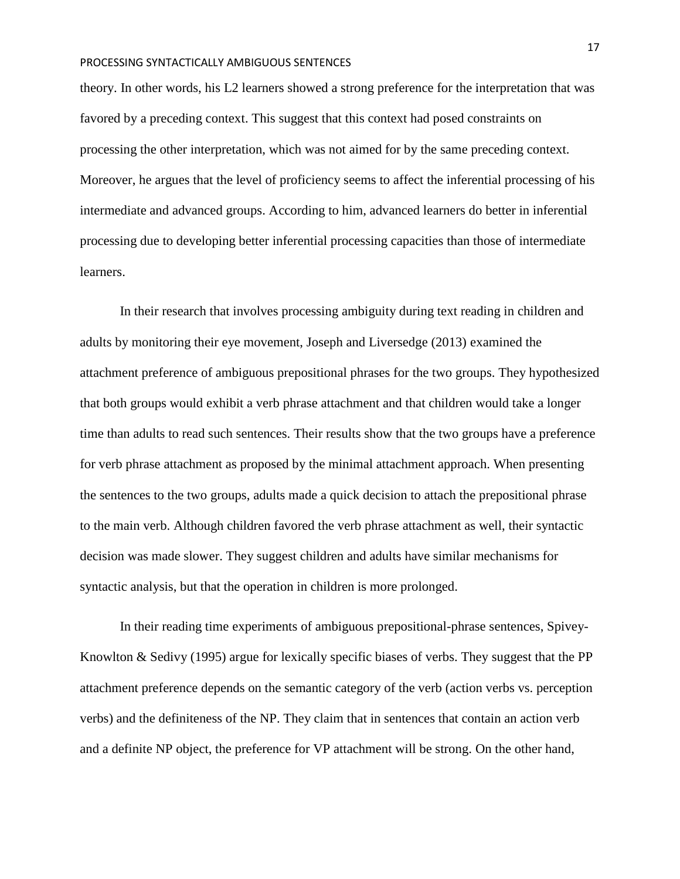theory. In other words, his L2 learners showed a strong preference for the interpretation that was favored by a preceding context. This suggest that this context had posed constraints on processing the other interpretation, which was not aimed for by the same preceding context. Moreover, he argues that the level of proficiency seems to affect the inferential processing of his intermediate and advanced groups. According to him, advanced learners do better in inferential processing due to developing better inferential processing capacities than those of intermediate learners.

In their research that involves processing ambiguity during text reading in children and adults by monitoring their eye movement, Joseph and Liversedge (2013) examined the attachment preference of ambiguous prepositional phrases for the two groups. They hypothesized that both groups would exhibit a verb phrase attachment and that children would take a longer time than adults to read such sentences. Their results show that the two groups have a preference for verb phrase attachment as proposed by the minimal attachment approach. When presenting the sentences to the two groups, adults made a quick decision to attach the prepositional phrase to the main verb. Although children favored the verb phrase attachment as well, their syntactic decision was made slower. They suggest children and adults have similar mechanisms for syntactic analysis, but that the operation in children is more prolonged.

In their reading time experiments of ambiguous prepositional-phrase sentences, Spivey-Knowlton & Sedivy (1995) argue for lexically specific biases of verbs. They suggest that the PP attachment preference depends on the semantic category of the verb (action verbs vs. perception verbs) and the definiteness of the NP. They claim that in sentences that contain an action verb and a definite NP object, the preference for VP attachment will be strong. On the other hand,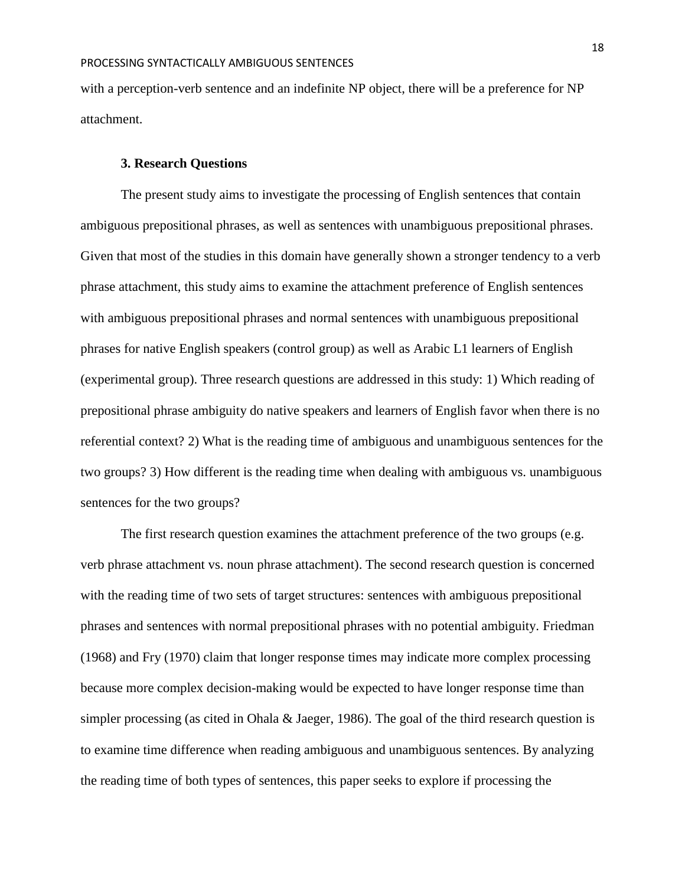with a perception-verb sentence and an indefinite NP object, there will be a preference for NP attachment.

### 3. Research Questions

The present study aims to investigate the processing of English sentences that contain ambiguous prepositional phrases, as well as sentences with unambiguous prepositional phrases. Given that most of the studies in this domain have generally shown a stronger tendency to a verb phrase attachment, this study aims to examine the attachment preference of English sentences with ambiguous prepositional phrases and normal sentences with unambiguous prepositional phrases for native English speakers (control group) as well as Arabic L1 learners of English (experimental group). Three research questions are addressed in this study: 1) Which reading of prepositional phrase ambiguity do native speakers and learners of English favor when there is no referential context? 2) What is the reading time of ambiguous and unambiguous sentences for the two groups? 3) How different is the reading time when dealing with ambiguous vs. unambiguous sentences for the two groups?

The first research question examines the attachment preference of the two groups (e.g. verb phrase attachment vs. noun phrase attachment). The second research question is concerned with the reading time of two sets of target structures: sentences with ambiguous prepositional phrases and sentences with normal prepositional phrases with no potential ambiguity. Friedman (1968) and Fry (1970) claim that longer response times may indicate more complex processing because more complex decision-making would be expected to have longer response time than simpler processing (as cited in Ohala & Jaeger, 1986). The goal of the third research question is to examine time difference when reading ambiguous and unambiguous sentences. By analyzing the reading time of both types of sentences, this paper seeks to explore if processing the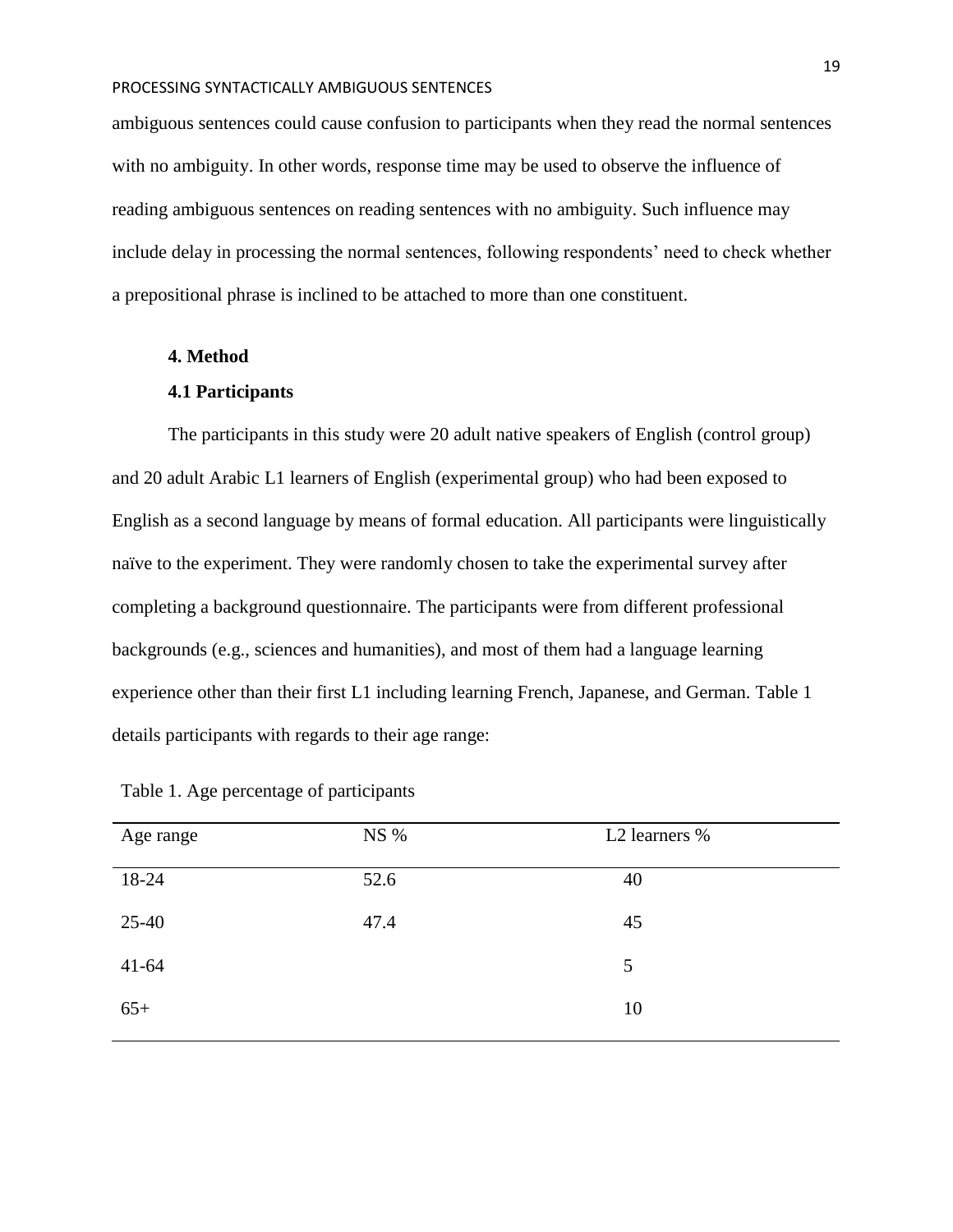ambiguous sentences could cause confusion to participants when they read the normal sentences with no ambiguity. In other words, response time may be used to observe the influence of reading ambiguous sentences on reading sentences with no ambiguity. Such influence may include delay in processing the normal sentences, following respondents' need to check whether a prepositional phrase is inclined to be attached to more than one constituent.

## 4. Method

### 4.1 Participants

The participants in this study were 20 adult native speakers of English (control group) and 20 adult Arabic L1 learners of English (experimental group) who had been exposed to English as a second language by means of formal education. All participants were linguistically naïve to the experiment. They were randomly chosen to take the experimental survey after completing a background questionnaire. The participants were from different professional backgrounds (e.g., sciences and humanities), and most of them had a language learning experience other than their first L1 including learning French, Japanese, and German. Table 1 details participants with regards to their age range:

Table 1. Age percentage of participants

| Age range | NS % | L2 learners % |
|---|---|---|
| 18-24 | 52.6 | 40 |
| 25-40 | 47.4 | 45 |
| 41-64 | | 5 |
| 65+ | | 10 |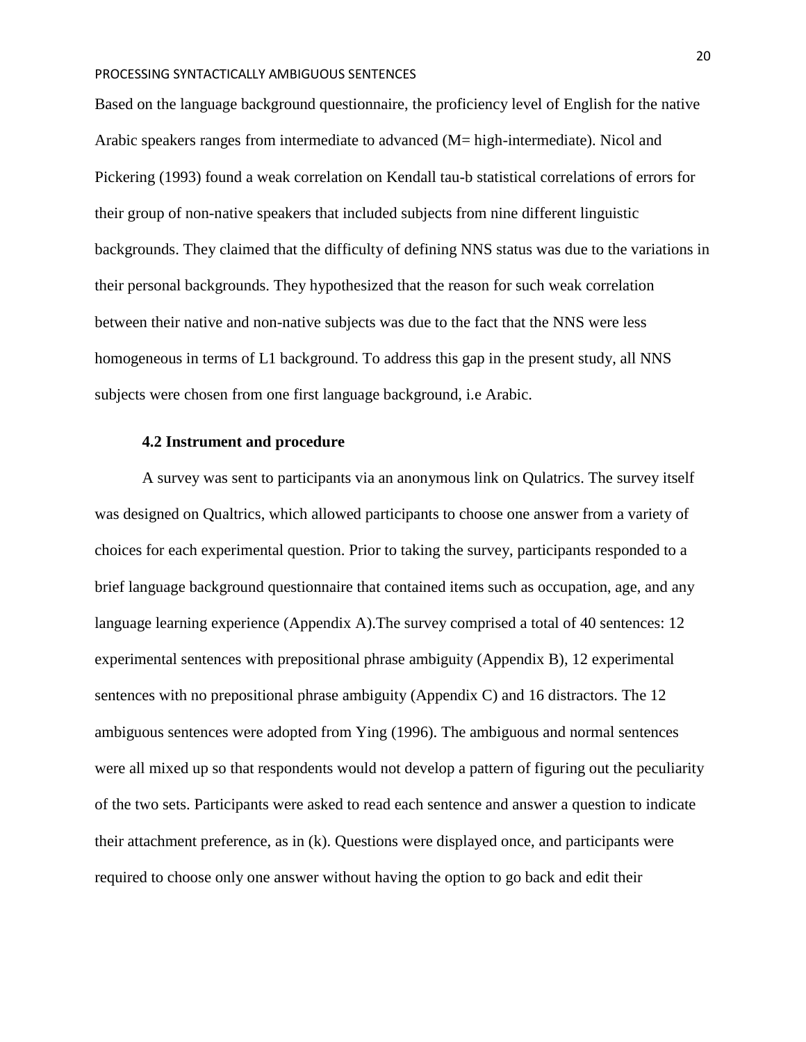Based on the language background questionnaire, the proficiency level of English for the native Arabic speakers ranges from intermediate to advanced (M= high-intermediate). Nicol and Pickering (1993) found a weak correlation on Kendall tau-b statistical correlations of errors for their group of non-native speakers that included subjects from nine different linguistic backgrounds. They claimed that the difficulty of defining NNS status was due to the variations in their personal backgrounds. They hypothesized that the reason for such weak correlation between their native and non-native subjects was due to the fact that the NNS were less homogeneous in terms of L1 background. To address this gap in the present study, all NNS subjects were chosen from one first language background, i.e Arabic.

### 4.2 Instrument and procedure

A survey was sent to participants via an anonymous link on Qulatrics. The survey itself was designed on Qualtrics, which allowed participants to choose one answer from a variety of choices for each experimental question. Prior to taking the survey, participants responded to a brief language background questionnaire that contained items such as occupation, age, and any language learning experience (Appendix A).The survey comprised a total of 40 sentences: 12 experimental sentences with prepositional phrase ambiguity (Appendix B), 12 experimental sentences with no prepositional phrase ambiguity (Appendix C) and 16 distractors. The 12 ambiguous sentences were adopted from Ying (1996). The ambiguous and normal sentences were all mixed up so that respondents would not develop a pattern of figuring out the peculiarity of the two sets. Participants were asked to read each sentence and answer a question to indicate their attachment preference, as in (k). Questions were displayed once, and participants were required to choose only one answer without having the option to go back and edit their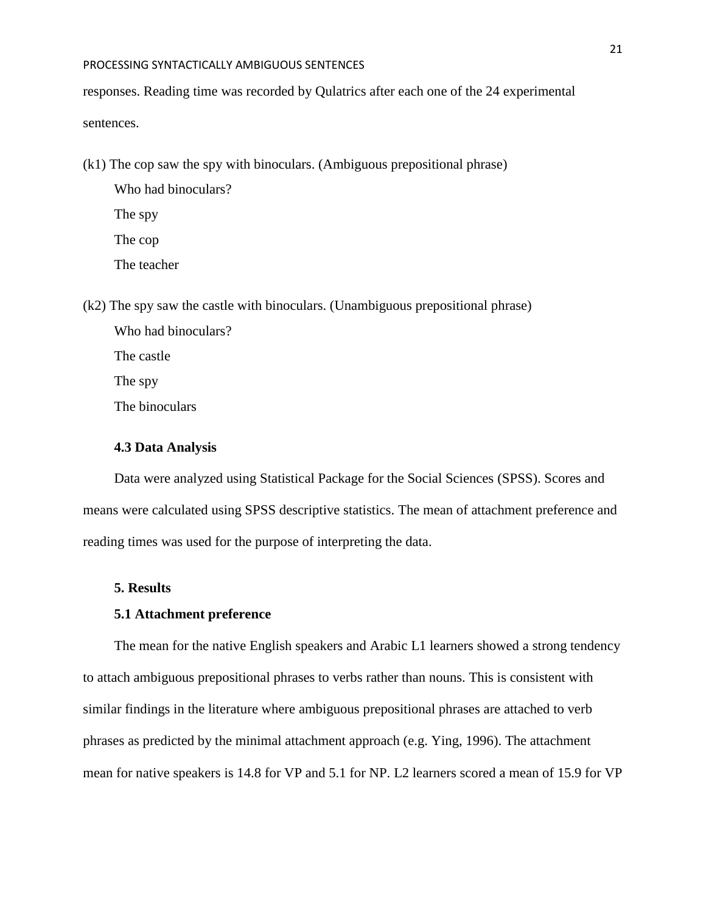responses. Reading time was recorded by Qulatrics after each one of the 24 experimental sentences.

(k1) The cop saw the spy with binoculars. (Ambiguous prepositional phrase)

Who had binoculars?

The spy

The cop

The teacher

(k2) The spy saw the castle with binoculars. (Unambiguous prepositional phrase)

Who had binoculars?

The castle

The spy

The binoculars

### 4.3 Data Analysis

Data were analyzed using Statistical Package for the Social Sciences (SPSS). Scores and means were calculated using SPSS descriptive statistics. The mean of attachment preference and reading times was used for the purpose of interpreting the data.

## 5. Results

### 5.1 Attachment preference

The mean for the native English speakers and Arabic L1 learners showed a strong tendency to attach ambiguous prepositional phrases to verbs rather than nouns. This is consistent with similar findings in the literature where ambiguous prepositional phrases are attached to verb phrases as predicted by the minimal attachment approach (e.g. Ying, 1996). The attachment mean for native speakers is 14.8 for VP and 5.1 for NP. L2 learners scored a mean of 15.9 for VP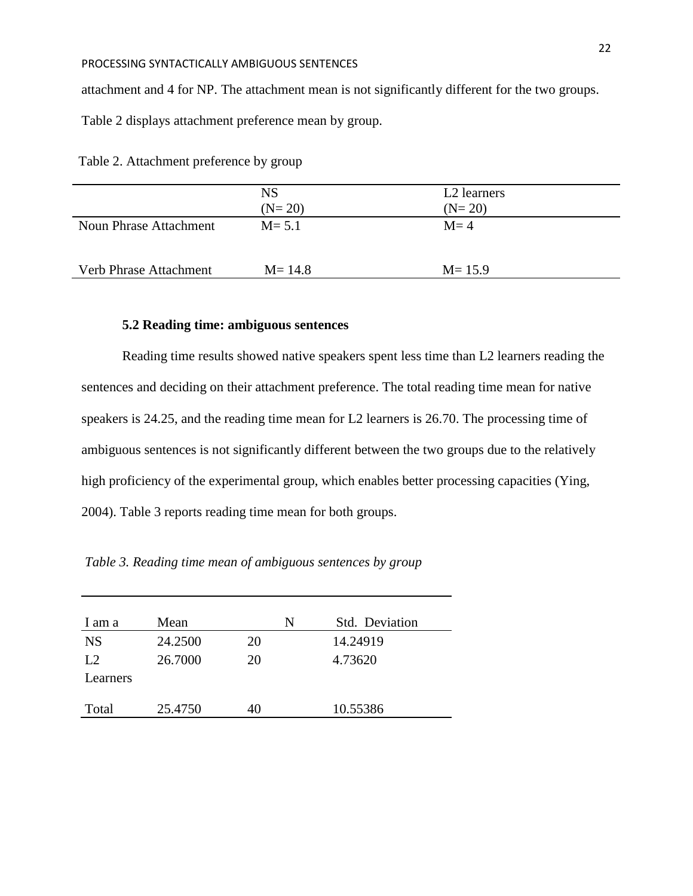attachment and 4 for NP. The attachment mean is not significantly different for the two groups. Table 2 displays attachment preference mean by group.

Table 2. Attachment preference by group

| | NS (N= 20) | L2 learners (N= 20) |
|---|---|---|
| Noun Phrase Attachment | M= 5.1 | M= 4 |
| Verb Phrase Attachment | M= 14.8 | M= 15.9 |

### 5.2 Reading time: ambiguous sentences

Reading time results showed native speakers spent less time than L2 learners reading the sentences and deciding on their attachment preference. The total reading time mean for native speakers is 24.25, and the reading time mean for L2 learners is 26.70. The processing time of ambiguous sentences is not significantly different between the two groups due to the relatively high proficiency of the experimental group, which enables better processing capacities (Ying, 2004). Table 3 reports reading time mean for both groups.

*Table 3. Reading time mean of ambiguous sentences by group*

| I am a | Mean | N | Std. Deviation |
|---|---|---|---|
| NS | 24.2500 | 20 | 14.24919 |
| L2 Learners | 26.7000 | 20 | 4.73620 |
| Total | 25.4750 | 40 | 10.55386 |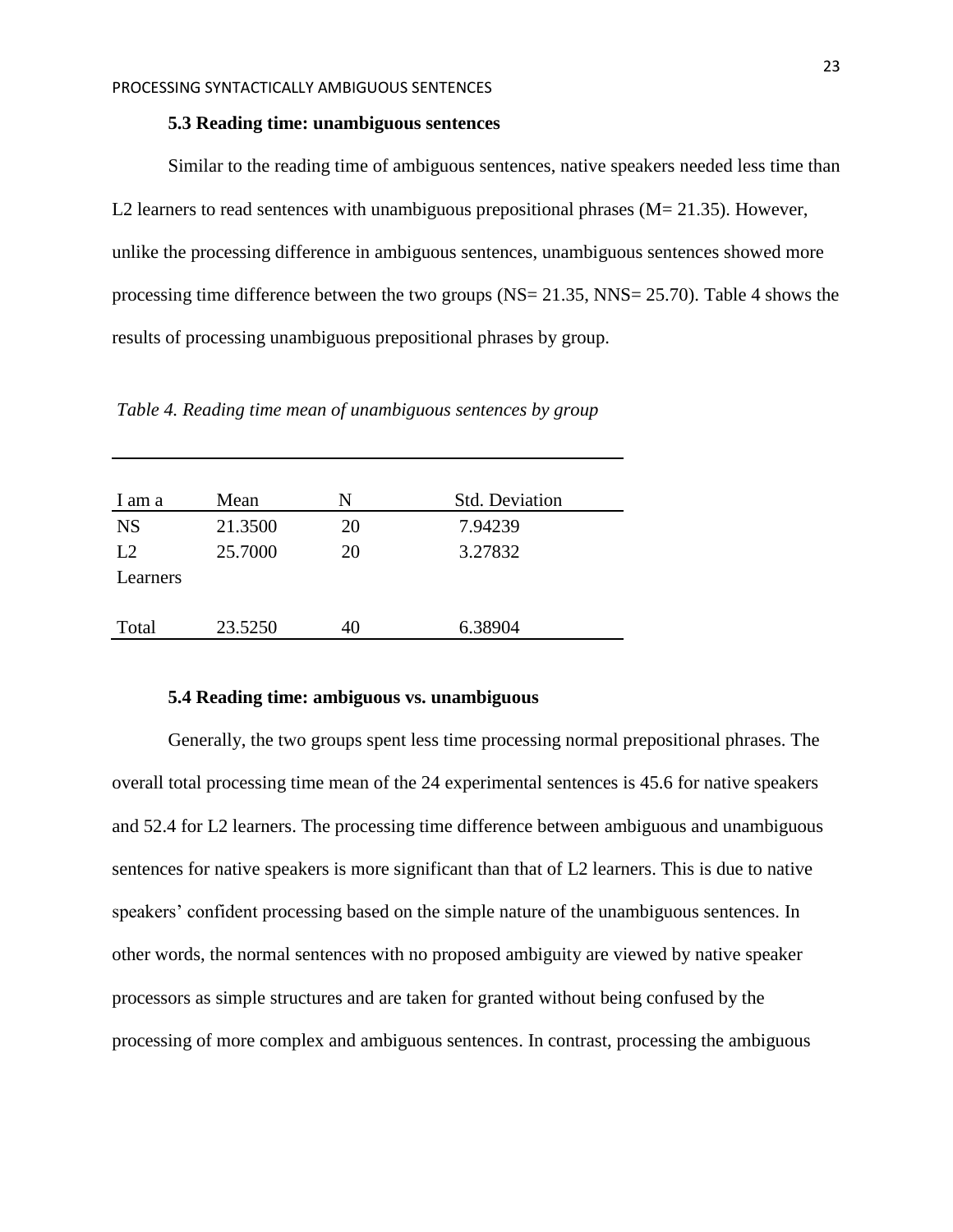### 5.3 Reading time: unambiguous sentences

Similar to the reading time of ambiguous sentences, native speakers needed less time than L2 learners to read sentences with unambiguous prepositional phrases (M= 21.35). However, unlike the processing difference in ambiguous sentences, unambiguous sentences showed more processing time difference between the two groups (NS= 21.35, NNS= 25.70). Table 4 shows the results of processing unambiguous prepositional phrases by group.

*Table 4. Reading time mean of unambiguous sentences by group*

| I am a | Mean | N | Std. Deviation |
|---|---|---|---|
| NS | 21.3500 | 20 | 7.94239 |
| L2 Learners | 25.7000 | 20 | 3.27832 |
| Total | 23.5250 | 40 | 6.38904 |

### 5.4 Reading time: ambiguous vs. unambiguous

Generally, the two groups spent less time processing normal prepositional phrases. The overall total processing time mean of the 24 experimental sentences is 45.6 for native speakers and 52.4 for L2 learners. The processing time difference between ambiguous and unambiguous sentences for native speakers is more significant than that of L2 learners. This is due to native speakers' confident processing based on the simple nature of the unambiguous sentences. In other words, the normal sentences with no proposed ambiguity are viewed by native speaker processors as simple structures and are taken for granted without being confused by the processing of more complex and ambiguous sentences. In contrast, processing the ambiguous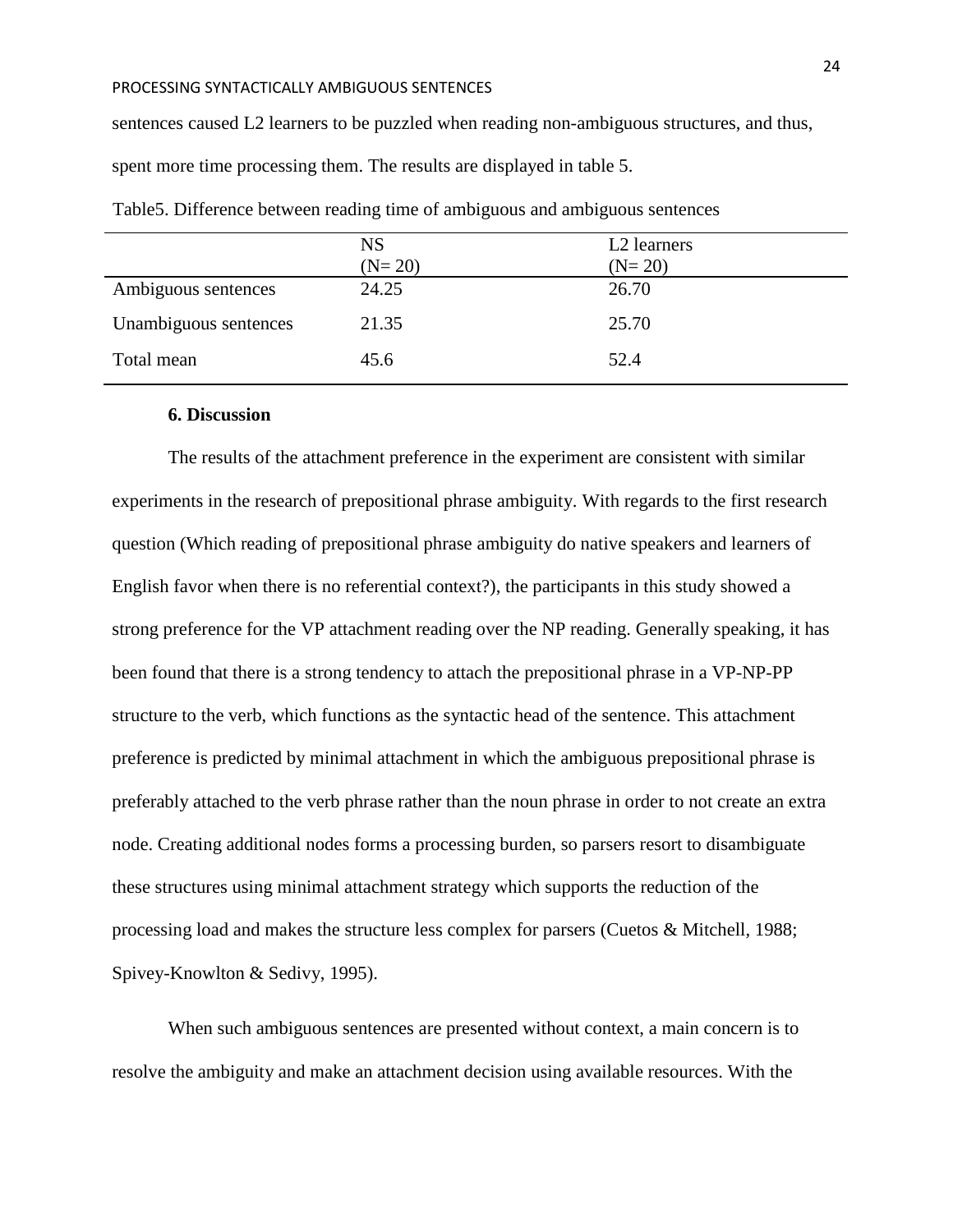sentences caused L2 learners to be puzzled when reading non-ambiguous structures, and thus, spent more time processing them. The results are displayed in table 5.

Table5. Difference between reading time of ambiguous and ambiguous sentences

| | NS (N= 20) | L2 learners (N= 20) |
|---|---|---|
| Ambiguous sentences | 24.25 | 26.70 |
| Unambiguous sentences | 21.35 | 25.70 |
| Total mean | 45.6 | 52.4 |

**6. Discussion**

The results of the attachment preference in the experiment are consistent with similar experiments in the research of prepositional phrase ambiguity. With regards to the first research question (Which reading of prepositional phrase ambiguity do native speakers and learners of English favor when there is no referential context?), the participants in this study showed a strong preference for the VP attachment reading over the NP reading. Generally speaking, it has been found that there is a strong tendency to attach the prepositional phrase in a VP-NP-PP structure to the verb, which functions as the syntactic head of the sentence. This attachment preference is predicted by minimal attachment in which the ambiguous prepositional phrase is preferably attached to the verb phrase rather than the noun phrase in order to not create an extra node. Creating additional nodes forms a processing burden, so parsers resort to disambiguate these structures using minimal attachment strategy which supports the reduction of the processing load and makes the structure less complex for parsers (Cuetos & Mitchell, 1988; Spivey-Knowlton & Sedivy, 1995).

When such ambiguous sentences are presented without context, a main concern is to resolve the ambiguity and make an attachment decision using available resources. With the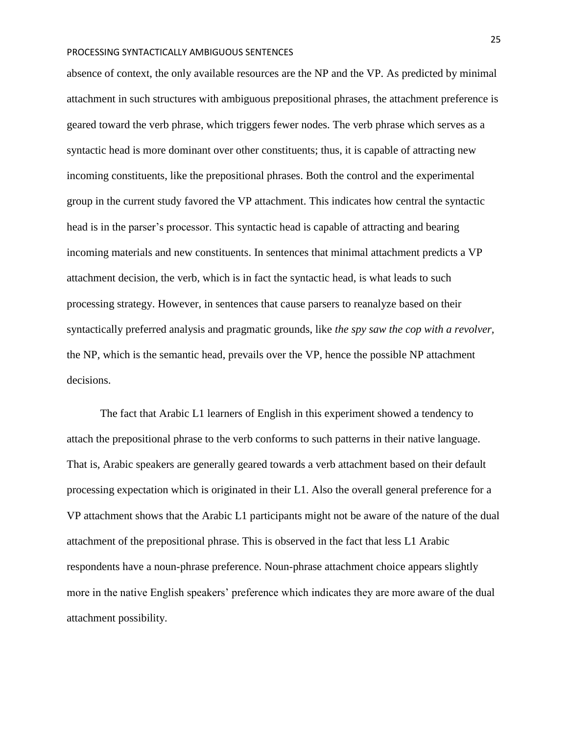absence of context, the only available resources are the NP and the VP. As predicted by minimal attachment in such structures with ambiguous prepositional phrases, the attachment preference is geared toward the verb phrase, which triggers fewer nodes. The verb phrase which serves as a syntactic head is more dominant over other constituents; thus, it is capable of attracting new incoming constituents, like the prepositional phrases. Both the control and the experimental group in the current study favored the VP attachment. This indicates how central the syntactic head is in the parser's processor. This syntactic head is capable of attracting and bearing incoming materials and new constituents. In sentences that minimal attachment predicts a VP attachment decision, the verb, which is in fact the syntactic head, is what leads to such processing strategy. However, in sentences that cause parsers to reanalyze based on their syntactically preferred analysis and pragmatic grounds, like *the spy saw the cop with a revolver*, the NP, which is the semantic head, prevails over the VP, hence the possible NP attachment decisions.

The fact that Arabic L1 learners of English in this experiment showed a tendency to attach the prepositional phrase to the verb conforms to such patterns in their native language. That is, Arabic speakers are generally geared towards a verb attachment based on their default processing expectation which is originated in their L1. Also the overall general preference for a VP attachment shows that the Arabic L1 participants might not be aware of the nature of the dual attachment of the prepositional phrase. This is observed in the fact that less L1 Arabic respondents have a noun-phrase preference. Noun-phrase attachment choice appears slightly more in the native English speakers' preference which indicates they are more aware of the dual attachment possibility.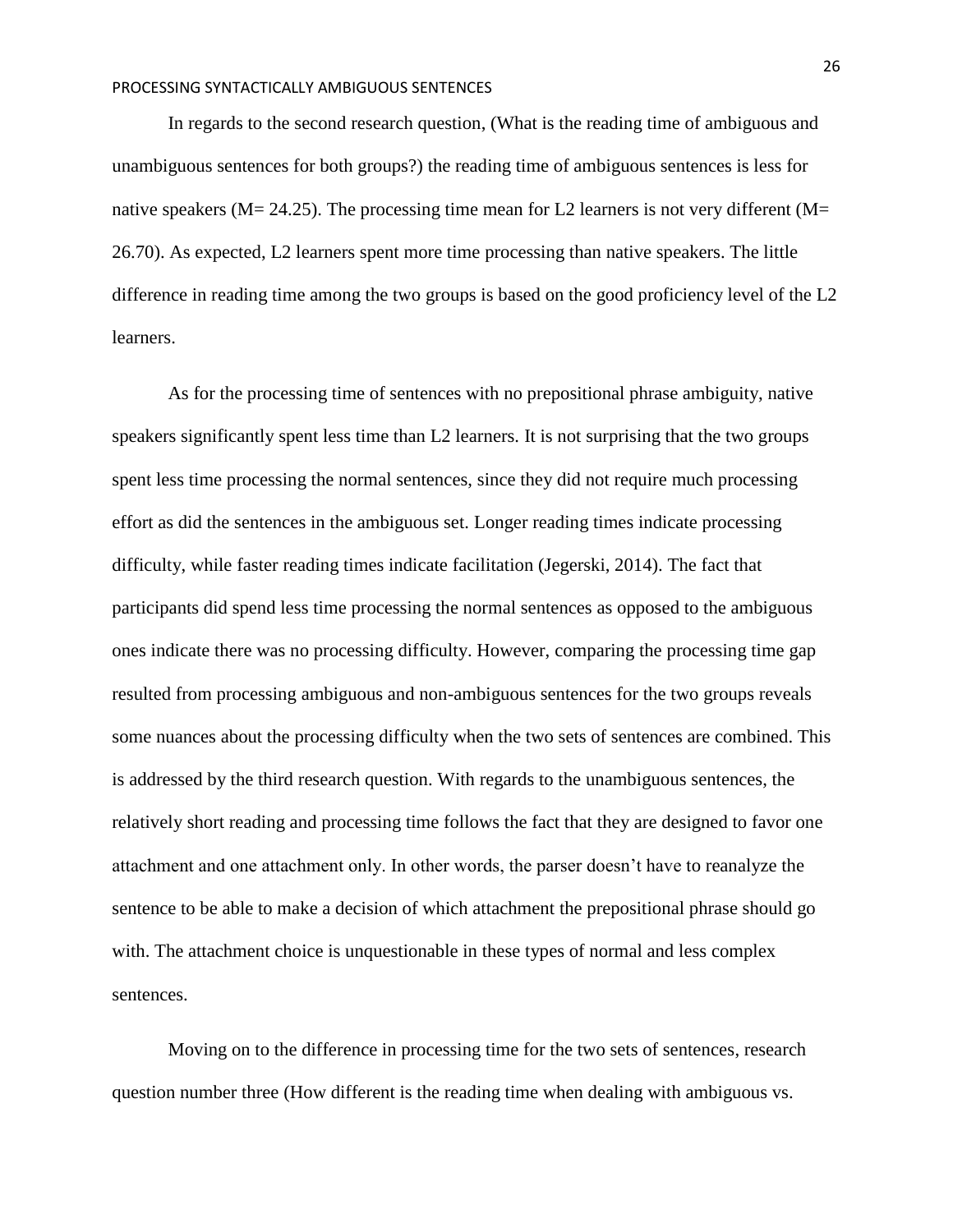In regards to the second research question, (What is the reading time of ambiguous and unambiguous sentences for both groups?) the reading time of ambiguous sentences is less for native speakers (M= 24.25). The processing time mean for L2 learners is not very different (M= 26.70). As expected, L2 learners spent more time processing than native speakers. The little difference in reading time among the two groups is based on the good proficiency level of the L2 learners.

As for the processing time of sentences with no prepositional phrase ambiguity, native speakers significantly spent less time than L2 learners. It is not surprising that the two groups spent less time processing the normal sentences, since they did not require much processing effort as did the sentences in the ambiguous set. Longer reading times indicate processing difficulty, while faster reading times indicate facilitation (Jegerski, 2014). The fact that participants did spend less time processing the normal sentences as opposed to the ambiguous ones indicate there was no processing difficulty. However, comparing the processing time gap resulted from processing ambiguous and non-ambiguous sentences for the two groups reveals some nuances about the processing difficulty when the two sets of sentences are combined. This is addressed by the third research question. With regards to the unambiguous sentences, the relatively short reading and processing time follows the fact that they are designed to favor one attachment and one attachment only. In other words, the parser doesn't have to reanalyze the sentence to be able to make a decision of which attachment the prepositional phrase should go with. The attachment choice is unquestionable in these types of normal and less complex sentences.

Moving on to the difference in processing time for the two sets of sentences, research question number three (How different is the reading time when dealing with ambiguous vs.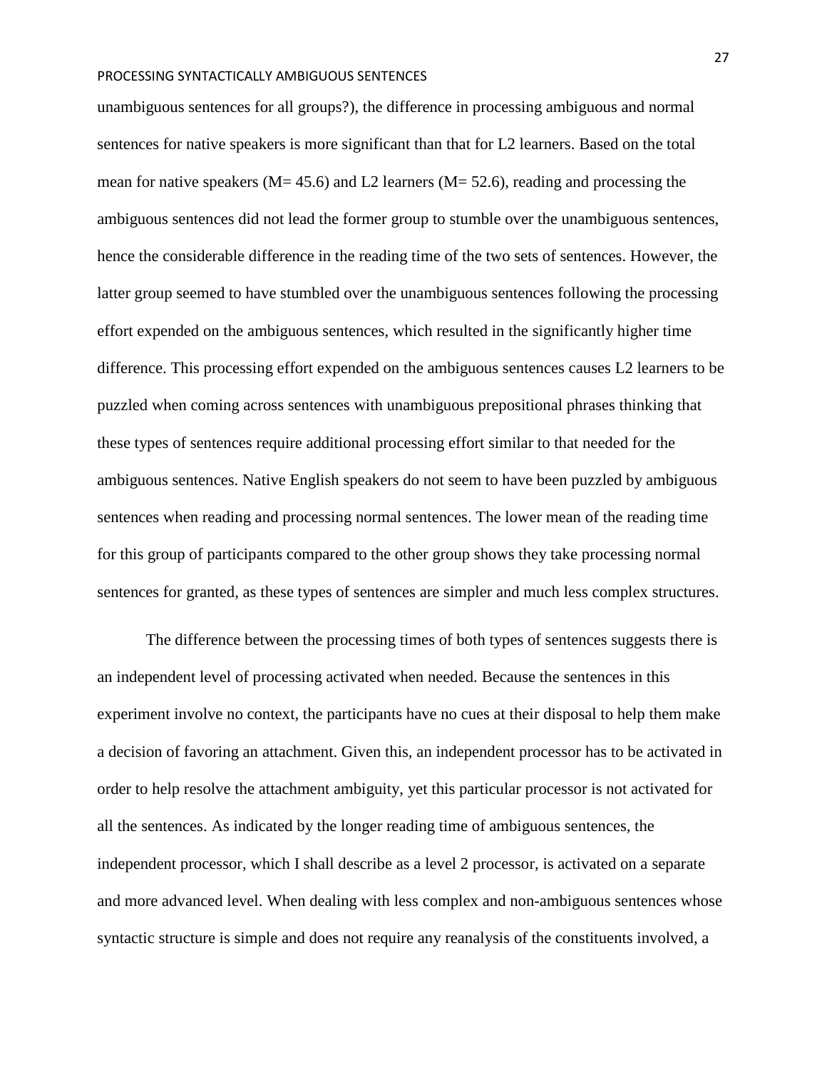unambiguous sentences for all groups?), the difference in processing ambiguous and normal sentences for native speakers is more significant than that for L2 learners. Based on the total mean for native speakers ($M = 45.6$) and L2 learners ($M = 52.6$), reading and processing the ambiguous sentences did not lead the former group to stumble over the unambiguous sentences, hence the considerable difference in the reading time of the two sets of sentences. However, the latter group seemed to have stumbled over the unambiguous sentences following the processing effort expended on the ambiguous sentences, which resulted in the significantly higher time difference. This processing effort expended on the ambiguous sentences causes L2 learners to be puzzled when coming across sentences with unambiguous prepositional phrases thinking that these types of sentences require additional processing effort similar to that needed for the ambiguous sentences. Native English speakers do not seem to have been puzzled by ambiguous sentences when reading and processing normal sentences. The lower mean of the reading time for this group of participants compared to the other group shows they take processing normal sentences for granted, as these types of sentences are simpler and much less complex structures.

The difference between the processing times of both types of sentences suggests there is an independent level of processing activated when needed. Because the sentences in this experiment involve no context, the participants have no cues at their disposal to help them make a decision of favoring an attachment. Given this, an independent processor has to be activated in order to help resolve the attachment ambiguity, yet this particular processor is not activated for all the sentences. As indicated by the longer reading time of ambiguous sentences, the independent processor, which I shall describe as a level 2 processor, is activated on a separate and more advanced level. When dealing with less complex and non-ambiguous sentences whose syntactic structure is simple and does not require any reanalysis of the constituents involved, a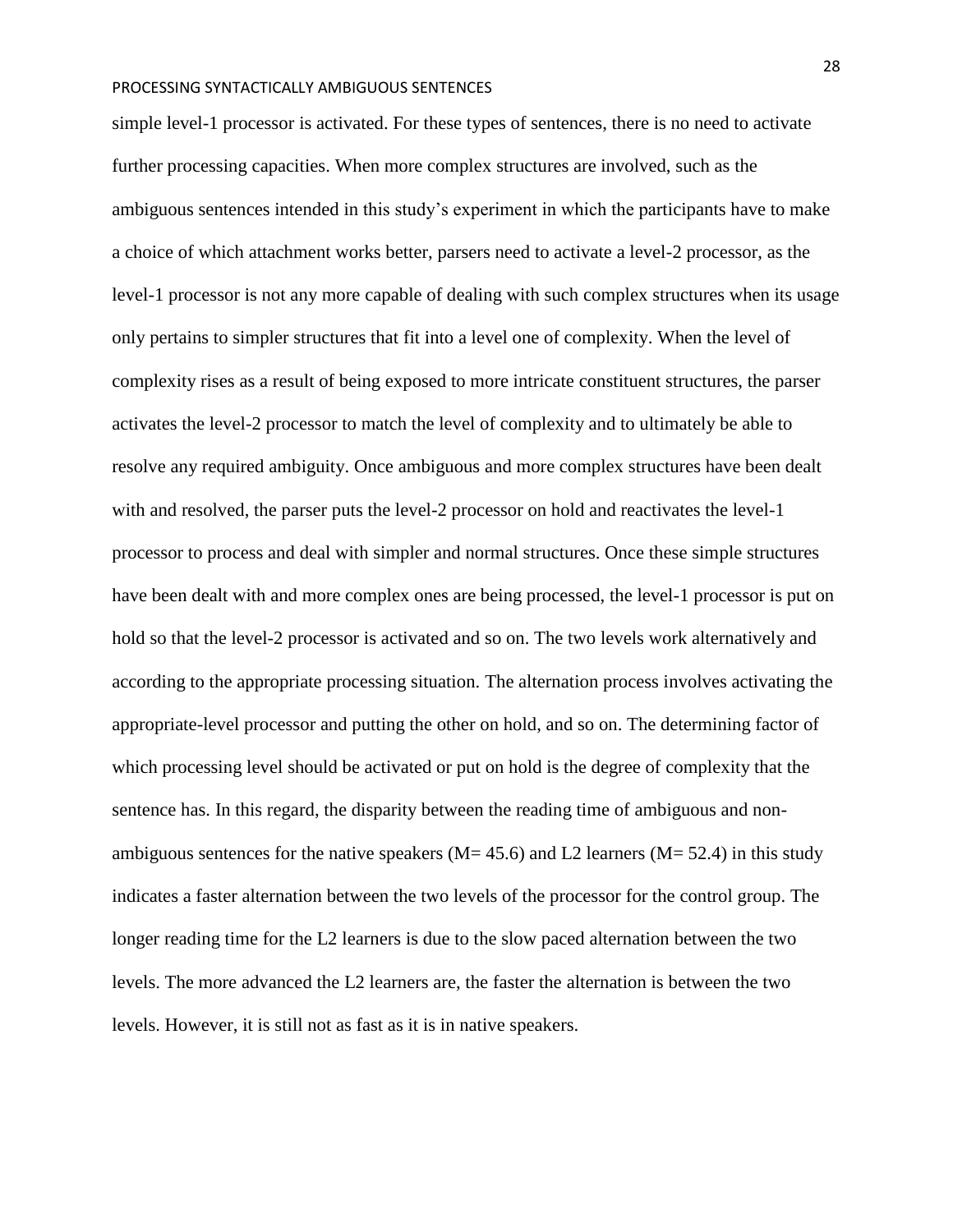simple level-1 processor is activated. For these types of sentences, there is no need to activate further processing capacities. When more complex structures are involved, such as the ambiguous sentences intended in this study's experiment in which the participants have to make a choice of which attachment works better, parsers need to activate a level-2 processor, as the level-1 processor is not any more capable of dealing with such complex structures when its usage only pertains to simpler structures that fit into a level one of complexity. When the level of complexity rises as a result of being exposed to more intricate constituent structures, the parser activates the level-2 processor to match the level of complexity and to ultimately be able to resolve any required ambiguity. Once ambiguous and more complex structures have been dealt with and resolved, the parser puts the level-2 processor on hold and reactivates the level-1 processor to process and deal with simpler and normal structures. Once these simple structures have been dealt with and more complex ones are being processed, the level-1 processor is put on hold so that the level-2 processor is activated and so on. The two levels work alternatively and according to the appropriate processing situation. The alternation process involves activating the appropriate-level processor and putting the other on hold, and so on. The determining factor of which processing level should be activated or put on hold is the degree of complexity that the sentence has. In this regard, the disparity between the reading time of ambiguous and non-ambiguous sentences for the native speakers (M= 45.6) and L2 learners (M= 52.4) in this study indicates a faster alternation between the two levels of the processor for the control group. The longer reading time for the L2 learners is due to the slow paced alternation between the two levels. The more advanced the L2 learners are, the faster the alternation is between the two levels. However, it is still not as fast as it is in native speakers.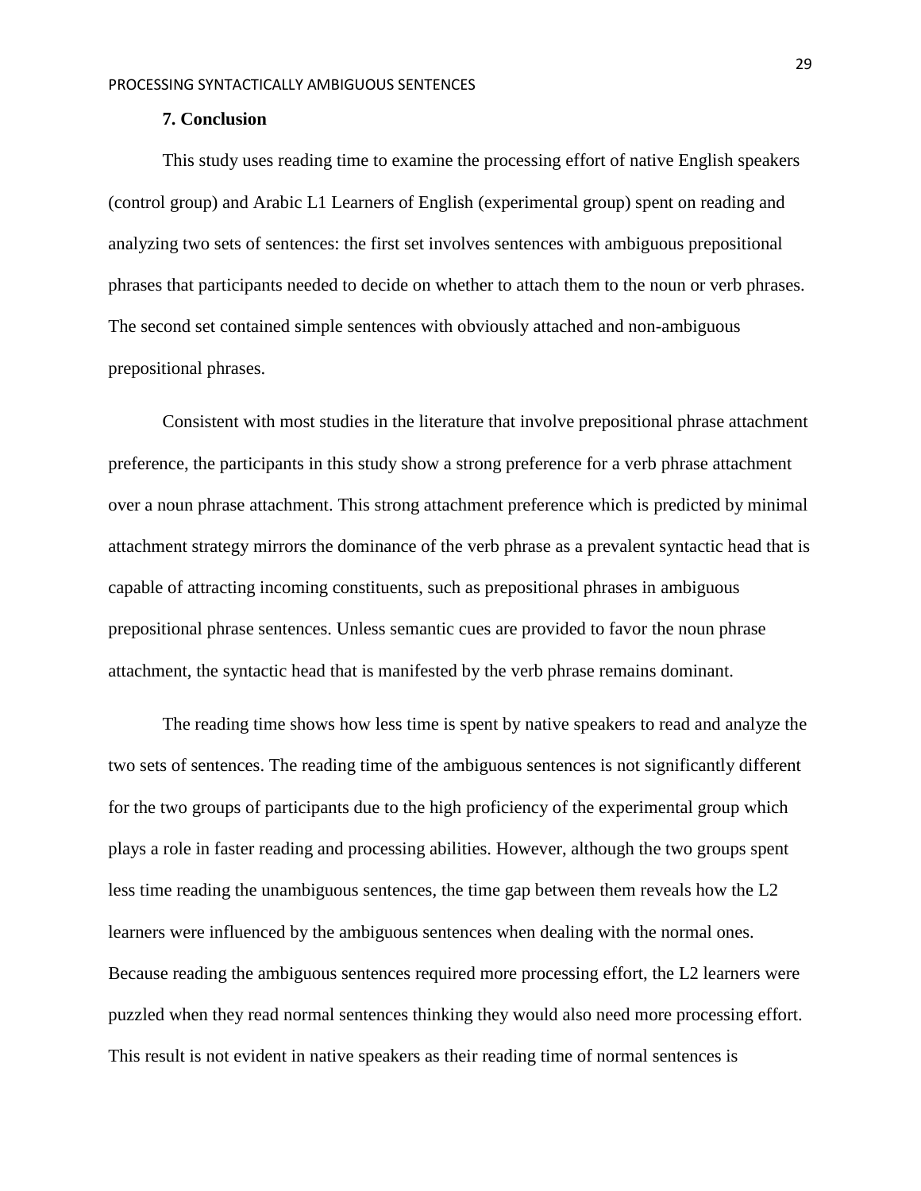### 7. Conclusion

This study uses reading time to examine the processing effort of native English speakers (control group) and Arabic L1 Learners of English (experimental group) spent on reading and analyzing two sets of sentences: the first set involves sentences with ambiguous prepositional phrases that participants needed to decide on whether to attach them to the noun or verb phrases. The second set contained simple sentences with obviously attached and non-ambiguous prepositional phrases.

Consistent with most studies in the literature that involve prepositional phrase attachment preference, the participants in this study show a strong preference for a verb phrase attachment over a noun phrase attachment. This strong attachment preference which is predicted by minimal attachment strategy mirrors the dominance of the verb phrase as a prevalent syntactic head that is capable of attracting incoming constituents, such as prepositional phrases in ambiguous prepositional phrase sentences. Unless semantic cues are provided to favor the noun phrase attachment, the syntactic head that is manifested by the verb phrase remains dominant.

The reading time shows how less time is spent by native speakers to read and analyze the two sets of sentences. The reading time of the ambiguous sentences is not significantly different for the two groups of participants due to the high proficiency of the experimental group which plays a role in faster reading and processing abilities. However, although the two groups spent less time reading the unambiguous sentences, the time gap between them reveals how the L2 learners were influenced by the ambiguous sentences when dealing with the normal ones. Because reading the ambiguous sentences required more processing effort, the L2 learners were puzzled when they read normal sentences thinking they would also need more processing effort. This result is not evident in native speakers as their reading time of normal sentences is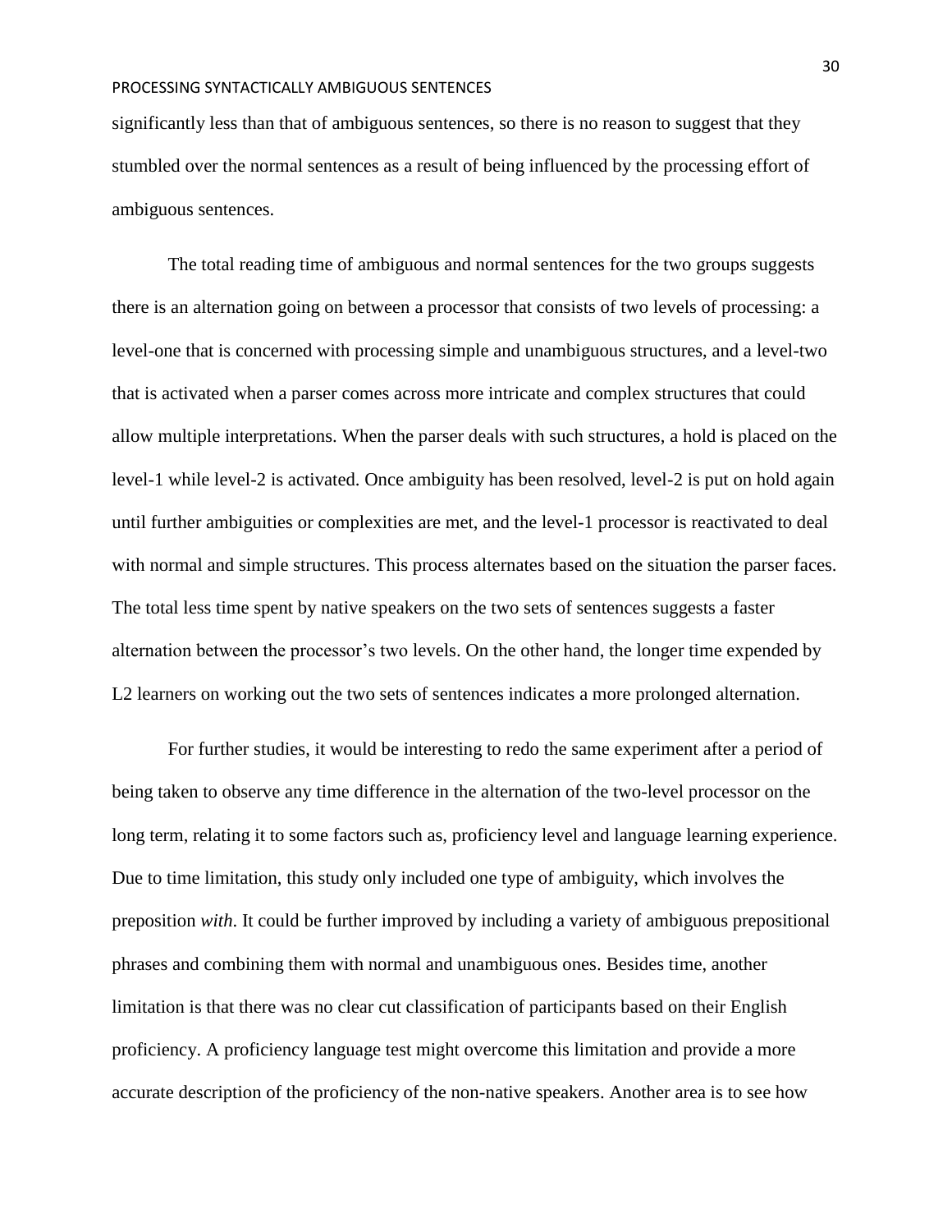significantly less than that of ambiguous sentences, so there is no reason to suggest that they stumbled over the normal sentences as a result of being influenced by the processing effort of ambiguous sentences.

The total reading time of ambiguous and normal sentences for the two groups suggests there is an alternation going on between a processor that consists of two levels of processing: a level-one that is concerned with processing simple and unambiguous structures, and a level-two that is activated when a parser comes across more intricate and complex structures that could allow multiple interpretations. When the parser deals with such structures, a hold is placed on the level-1 while level-2 is activated. Once ambiguity has been resolved, level-2 is put on hold again until further ambiguities or complexities are met, and the level-1 processor is reactivated to deal with normal and simple structures. This process alternates based on the situation the parser faces. The total less time spent by native speakers on the two sets of sentences suggests a faster alternation between the processor's two levels. On the other hand, the longer time expended by L2 learners on working out the two sets of sentences indicates a more prolonged alternation.

For further studies, it would be interesting to redo the same experiment after a period of being taken to observe any time difference in the alternation of the two-level processor on the long term, relating it to some factors such as, proficiency level and language learning experience. Due to time limitation, this study only included one type of ambiguity, which involves the preposition *with*. It could be further improved by including a variety of ambiguous prepositional phrases and combining them with normal and unambiguous ones. Besides time, another limitation is that there was no clear cut classification of participants based on their English proficiency. A proficiency language test might overcome this limitation and provide a more accurate description of the proficiency of the non-native speakers. Another area is to see how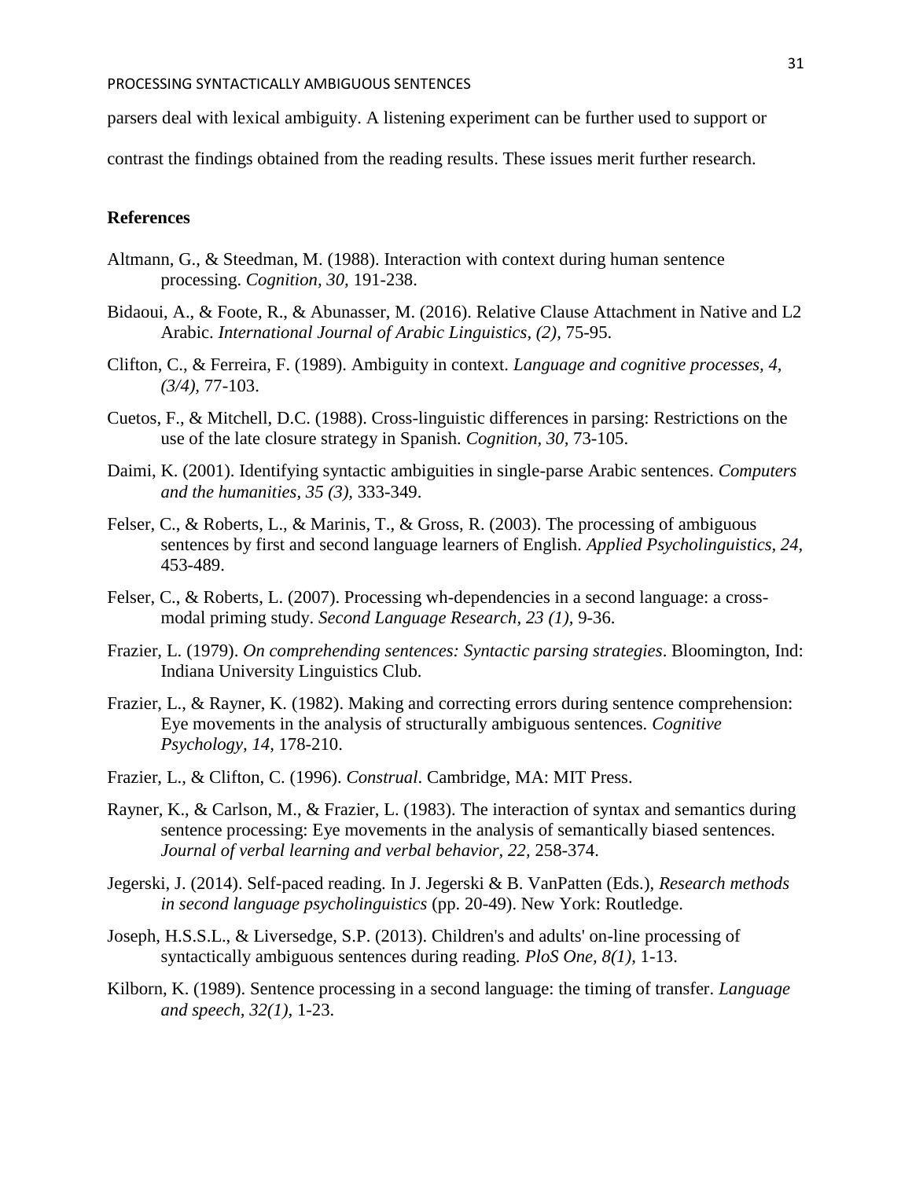parsers deal with lexical ambiguity. A listening experiment can be further used to support or contrast the findings obtained from the reading results. These issues merit further research.

**References**

Altmann, G., & Steedman, M. (1988). Interaction with context during human sentence processing. *Cognition, 30,* 191-238.

Bidaoui, A., & Foote, R., & Abunasser, M. (2016). Relative Clause Attachment in Native and L2 Arabic. *International Journal of Arabic Linguistics, (2),* 75-95.

Clifton, C., & Ferreira, F. (1989). Ambiguity in context. *Language and cognitive processes, 4, (3/4),* 77-103.

Cuetos, F., & Mitchell, D.C. (1988). Cross-linguistic differences in parsing: Restrictions on the use of the late closure strategy in Spanish. *Cognition, 30,* 73-105.

Daimi, K. (2001). Identifying syntactic ambiguities in single-parse Arabic sentences. *Computers and the humanities, 35 (3),* 333-349.

Felser, C., & Roberts, L., & Marinis, T., & Gross, R. (2003). The processing of ambiguous sentences by first and second language learners of English. *Applied Psycholinguistics, 24,* 453-489.

Felser, C., & Roberts, L. (2007). Processing wh-dependencies in a second language: a cross-modal priming study. *Second Language Research, 23 (1),* 9-36.

Frazier, L. (1979). *On comprehending sentences: Syntactic parsing strategies*. Bloomington, Ind: Indiana University Linguistics Club.

Frazier, L., & Rayner, K. (1982). Making and correcting errors during sentence comprehension: Eye movements in the analysis of structurally ambiguous sentences. *Cognitive Psychology, 14,* 178-210.

Frazier, L., & Clifton, C. (1996). *Construal*. Cambridge, MA: MIT Press.

Rayner, K., & Carlson, M., & Frazier, L. (1983). The interaction of syntax and semantics during sentence processing: Eye movements in the analysis of semantically biased sentences. *Journal of verbal learning and verbal behavior, 22,* 258-374.

Jegerski, J. (2014). Self-paced reading. In J. Jegerski & B. VanPatten (Eds.), *Research methods in second language psycholinguistics* (pp. 20-49). New York: Routledge.

Joseph, H.S.S.L., & Liversedge, S.P. (2013). Children's and adults' on-line processing of syntactically ambiguous sentences during reading. *PloS One, 8(1),* 1-13.

Kilborn, K. (1989). Sentence processing in a second language: the timing of transfer. *Language and speech, 32(1),* 1-23.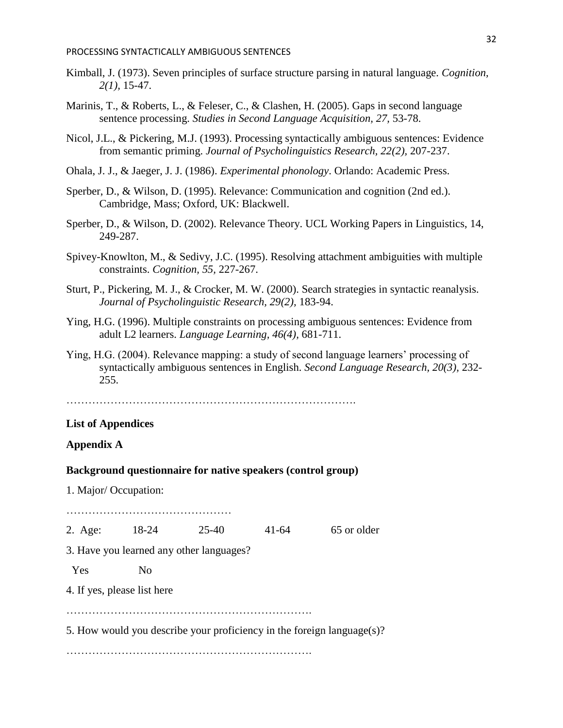Kimball, J. (1973). Seven principles of surface structure parsing in natural language. *Cognition, 2(1),* 15-47.

Marinis, T., & Roberts, L., & Feleser, C., & Clashen, H. (2005). Gaps in second language sentence processing. *Studies in Second Language Acquisition, 27,* 53-78.

Nicol, J.L., & Pickering, M.J. (1993). Processing syntactically ambiguous sentences: Evidence from semantic priming. *Journal of Psycholinguistics Research, 22(2),* 207-237.

Ohala, J. J., & Jaeger, J. J. (1986). *Experimental phonology*. Orlando: Academic Press.

Sperber, D., & Wilson, D. (1995). Relevance: Communication and cognition (2nd ed.). Cambridge, Mass; Oxford, UK: Blackwell.

Sperber, D., & Wilson, D. (2002). Relevance Theory. UCL Working Papers in Linguistics, 14, 249-287.

Spivey-Knowlton, M., & Sedivy, J.C. (1995). Resolving attachment ambiguities with multiple constraints. *Cognition, 55,* 227-267.

Sturt, P., Pickering, M. J., & Crocker, M. W. (2000). Search strategies in syntactic reanalysis. *Journal of Psycholinguistic Research, 29(2),* 183-94.

Ying, H.G. (1996). Multiple constraints on processing ambiguous sentences: Evidence from adult L2 learners. *Language Learning, 46(4),* 681-711.

Ying, H.G. (2004). Relevance mapping: a study of second language learners' processing of syntactically ambiguous sentences in English. *Second Language Research, 20(3),* 232-255.

…………………………………………………………………….

**List of Appendices**

**Appendix A**

**Background questionnaire for native speakers (control group)**

1. Major/ Occupation:

………………………………………

2. Age: 18-24 25-40 41-64 65 or older

3. Have you learned any other languages?

Yes No

4. If yes, please list here

………………………………………………………….

5. How would you describe your proficiency in the foreign language(s)?

………………………………………………………….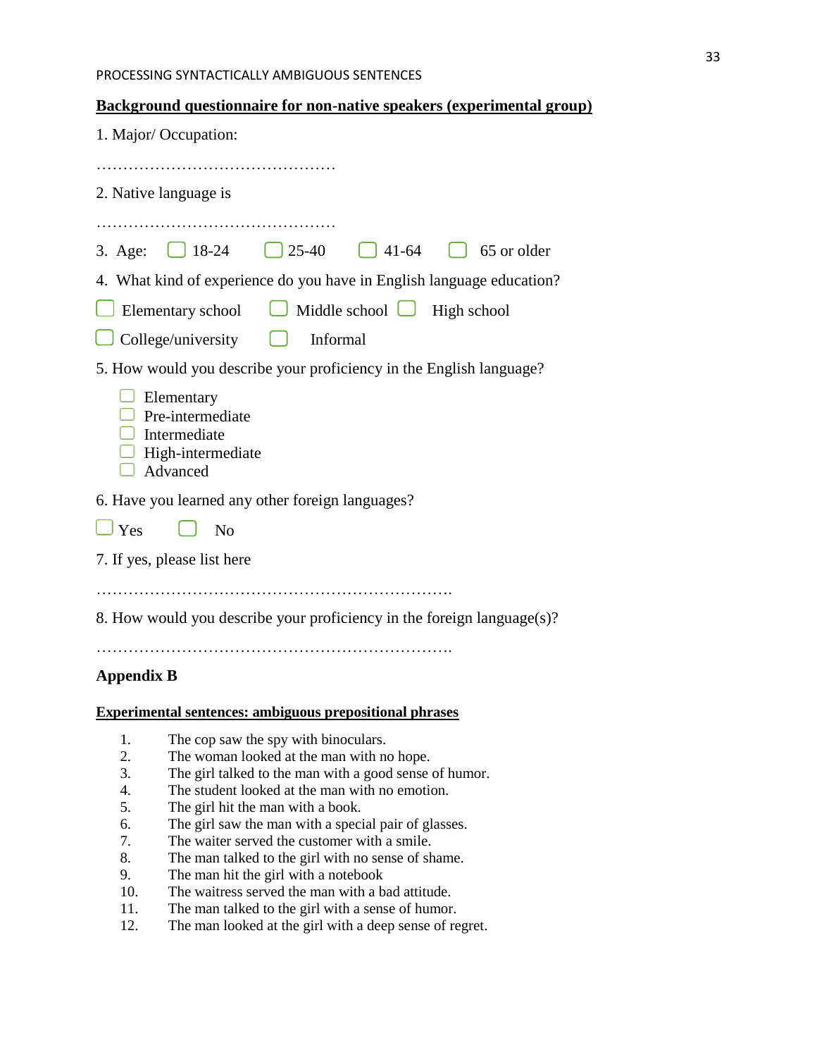**Background questionnaire for non-native speakers (experimental group)**

1. Major/ Occupation:

………………………………………

2. Native language is

………………………………………

3. Age: ☐ 18-24 ☐ 25-40 ☐ 41-64 ☐ 65 or older

4. What kind of experience do you have in English language education?

☐ Elementary school ☐ Middle school ☐ High school

☐ College/university ☐ Informal

5. How would you describe your proficiency in the English language?

- ☐ Elementary
- ☐ Pre-intermediate
- ☐ Intermediate
- ☐ High-intermediate
- ☐ Advanced

6. Have you learned any other foreign languages?

☐ Yes ☐ No

7. If yes, please list here

……………………………………………………………

8. How would you describe your proficiency in the foreign language(s)?

……………………………………………………………

## Appendix B

**Experimental sentences: ambiguous prepositional phrases**

1. The cop saw the spy with binoculars.
2. The woman looked at the man with no hope.
3. The girl talked to the man with a good sense of humor.
4. The student looked at the man with no emotion.
5. The girl hit the man with a book.
6. The girl saw the man with a special pair of glasses.
7. The waiter served the customer with a smile.
8. The man talked to the girl with no sense of shame.
9. The man hit the girl with a notebook
10. The waitress served the man with a bad attitude.
11. The man talked to the girl with a sense of humor.
12. The man looked at the girl with a deep sense of regret.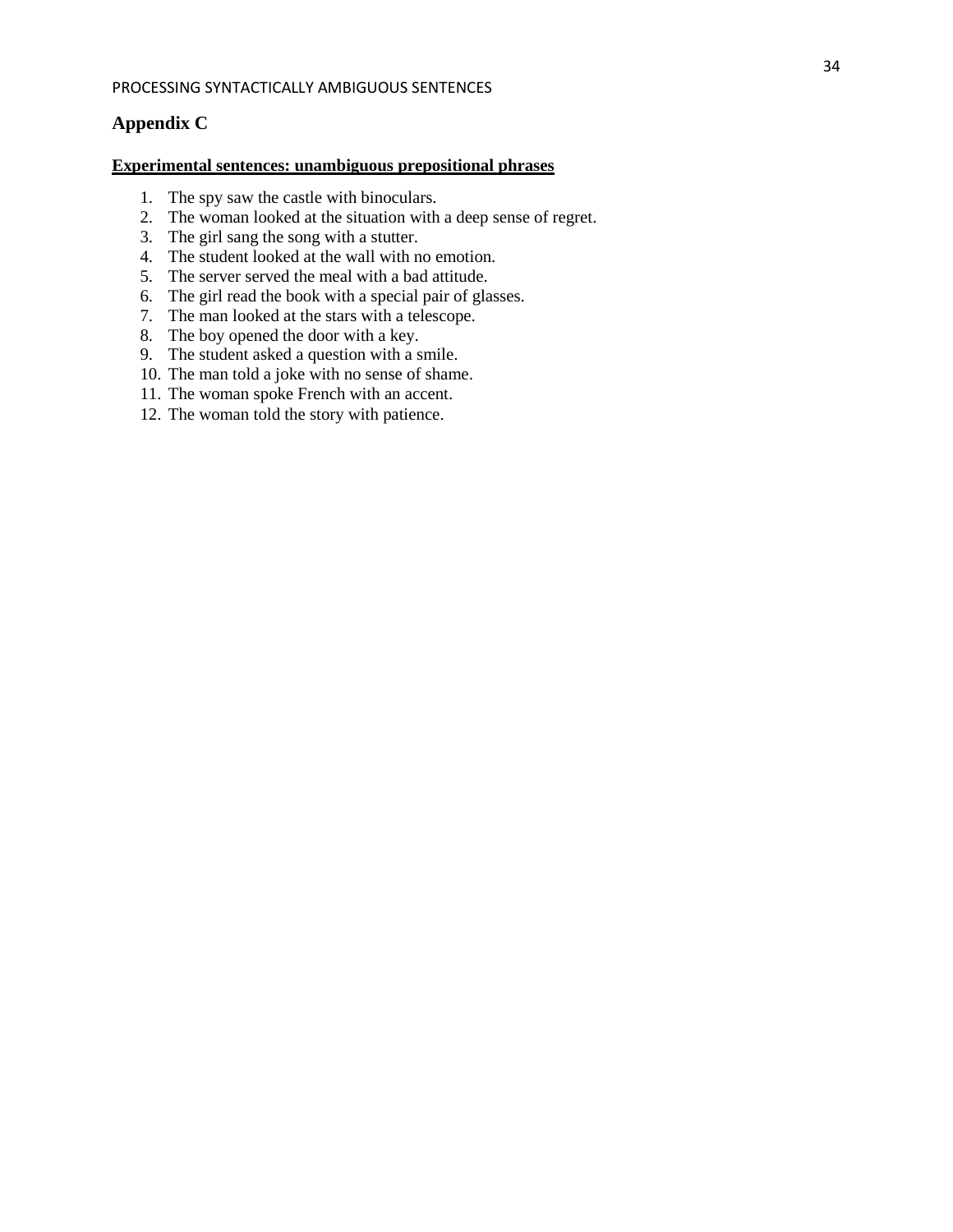## Appendix C

**Experimental sentences: unambiguous prepositional phrases**

1. The spy saw the castle with binoculars.
2. The woman looked at the situation with a deep sense of regret.
3. The girl sang the song with a stutter.
4. The student looked at the wall with no emotion.
5. The server served the meal with a bad attitude.
6. The girl read the book with a special pair of glasses.
7. The man looked at the stars with a telescope.
8. The boy opened the door with a key.
9. The student asked a question with a smile.
10. The man told a joke with no sense of shame.
11. The woman spoke French with an accent.
12. The woman told the story with patience.